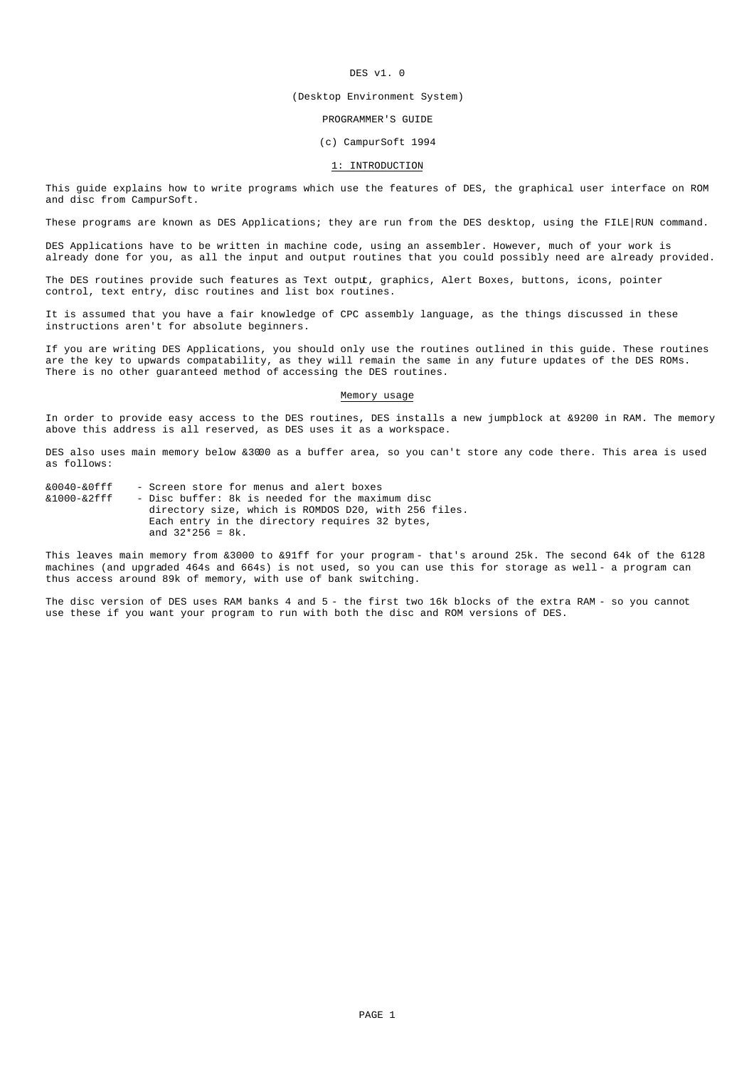DES v1. 0

(Desktop Environment System)

PROGRAMMER'S GUIDE

(c) CampurSoft 1994

## 1: INTRODUCTION

This guide explains how to write programs which use the features of DES, the graphical user interface on ROM and disc from CampurSoft.

These programs are known as DES Applications; they are run from the DES desktop, using the FILE|RUN command.

DES Applications have to be written in machine code, using an assembler. However, much of your work is already done for you, as all the input and output routines that you could possibly need are already provided.

The DES routines provide such features as Text output, graphics, Alert Boxes, buttons, icons, pointer control, text entry, disc routines and list box routines.

It is assumed that you have a fair knowledge of CPC assembly language, as the things discussed in these instructions aren't for absolute beginners.

If you are writing DES Applications, you should only use the routines outlined in this guide. These routines are the key to upwards compatability, as they will remain the same in any future updates of the DES ROMs. There is no other guaranteed method of accessing the DES routines.

### Memory usage

In order to provide easy access to the DES routines, DES installs a new jumpblock at &9200 in RAM. The memory above this address is all reserved, as DES uses it as a workspace.

DES also uses main memory below &3000 as a buffer area, so you can't store any code there. This area is used as follows:

```
&0040-&0fff    - Screen store for menus and alert boxes
&1000-&2fff    - Disc buffer: 8k is needed for the maximum disc
                 directory size, which is ROMDOS D20, with 256 files.
                 Each entry in the directory requires 32 bytes,
                 and 32*256 = 8k.
```

This leaves main memory from &3000 to &91ff for your program - that's around 25k. The second 64k of the 6128 machines (and upgraded 464s and 664s) is not used, so you can use this for storage as well - a program can thus access around 89k of memory, with use of bank switching.

The disc version of DES uses RAM banks 4 and 5 - the first two 16k blocks of the extra RAM - so you cannot use these if you want your program to run with both the disc and ROM versions of DES.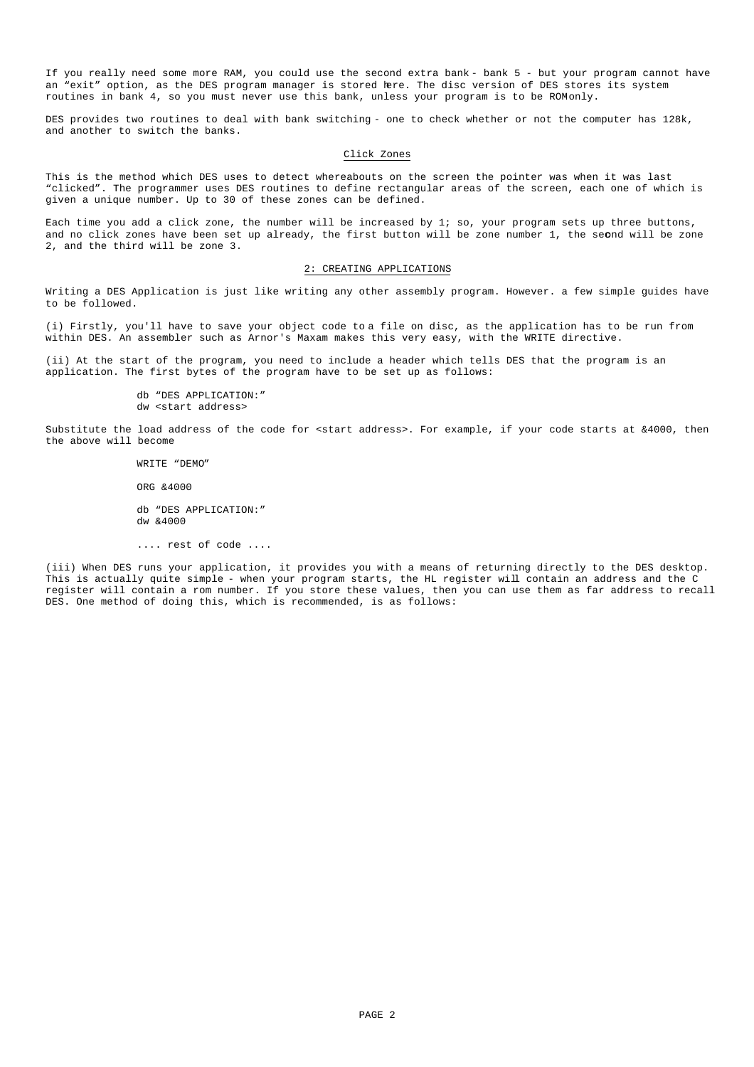If you really need some more RAM, you could use the second extra bank - bank 5 - but your program cannot have an "exit" option, as the DES program manager is stored here. The disc version of DES stores its system routines in bank 4, so you must never use this bank, unless your program is to be ROM only.

DES provides two routines to deal with bank switching - one to check whether or not the computer has 128k, and another to switch the banks.

## Click Zones

This is the method which DES uses to detect whereabouts on the screen the pointer was when it was last "clicked". The programmer uses DES routines to define rectangular areas of the screen, each one of which is given a unique number. Up to 30 of these zones can be defined.

Each time you add a click zone, the number will be increased by 1; so, your program sets up three buttons, and no click zones have been set up already, the first button will be zone number 1, the second will be zone 2, and the third will be zone 3.

## 2: CREATING APPLICATIONS

Writing a DES Application is just like writing any other assembly program. However. a few simple guides have to be followed.

(i) Firstly, you'll have to save your object code to a file on disc, as the application has to be run from within DES. An assembler such as Arnor's Maxam makes this very easy, with the WRITE directive.

(ii) At the start of the program, you need to include a header which tells DES that the program is an application. The first bytes of the program have to be set up as follows:

```
db "DES APPLICATION:"
dw <start address>
```

Substitute the load address of the code for <start address>. For example, if your code starts at &4000, then the above will become

```
WRITE "DEMO"

ORG &4000

db "DES APPLICATION:"
dw &4000

.... rest of code ....
```

(iii) When DES runs your application, it provides you with a means of returning directly to the DES desktop. This is actually quite simple - when your program starts, the HL register will contain an address and the C register will contain a rom number. If you store these values, then you can use them as far address to recall DES. One method of doing this, which is recommended, is as follows: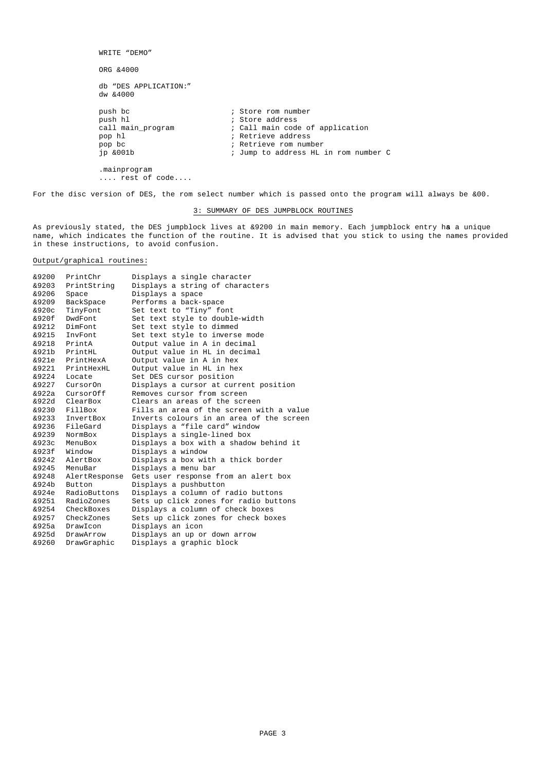```
WRITE "DEMO"

ORG &4000

db "DES APPLICATION:"
dw &4000

push bc                     ; Store rom number
push hl                     ; Store address
call main_program           ; Call main code of application
pop hl                      ; Retrieve address
pop bc                      ; Retrieve rom number
jp &001b                    ; Jump to address HL in rom number C

.mainprogram
.... rest of code....
```

For the disc version of DES, the rom select number which is passed onto the program will always be &00.

## 3: SUMMARY OF DES JUMPBLOCK ROUTINES

As previously stated, the DES jumpblock lives at &9200 in main memory. Each jumpblock entry has a unique name, which indicates the function of the routine. It is advised that you stick to using the names provided in these instructions, to avoid confusion.

### Output/graphical routines:

| Address | Name | Description |
|---|---|---|
| &9200 | PrintChr | Displays a single character |
| &9203 | PrintString | Displays a string of characters |
| &9206 | Space | Displays a space |
| &9209 | BackSpace | Performs a back-space |
| &920c | TinyFont | Set text to "Tiny" font |
| &920f | DwdFont | Set text style to double-width |
| &9212 | DimFont | Set text style to dimmed |
| &9215 | InvFont | Set text style to inverse mode |
| &9218 | PrintA | Output value in A in decimal |
| &921b | PrintHL | Output value in HL in decimal |
| &921e | PrintHexA | Output value in A in hex |
| &9221 | PrintHexHL | Output value in HL in hex |
| &9224 | Locate | Set DES cursor position |
| &9227 | CursorOn | Displays a cursor at current position |
| &922a | CursorOff | Removes cursor from screen |
| &922d | ClearBox | Clears an areas of the screen |
| &9230 | FillBox | Fills an area of the screen with a value |
| &9233 | InvertBox | Inverts colours in an area of the screen |
| &9236 | FileGard | Displays a "file card" window |
| &9239 | NormBox | Displays a single-lined box |
| &923c | MenuBox | Displays a box with a shadow behind it |
| &923f | Window | Displays a window |
| &9242 | AlertBox | Displays a box with a thick border |
| &9245 | MenuBar | Displays a menu bar |
| &9248 | AlertResponse | Gets user response from an alert box |
| &924b | Button | Displays a pushbutton |
| &924e | RadioButtons | Displays a column of radio buttons |
| &9251 | RadioZones | Sets up click zones for radio buttons |
| &9254 | CheckBoxes | Displays a column of check boxes |
| &9257 | CheckZones | Sets up click zones for check boxes |
| &925a | DrawIcon | Displays an icon |
| &925d | DrawArrow | Displays an up or down arrow |
| &9260 | DrawGraphic | Displays a graphic block |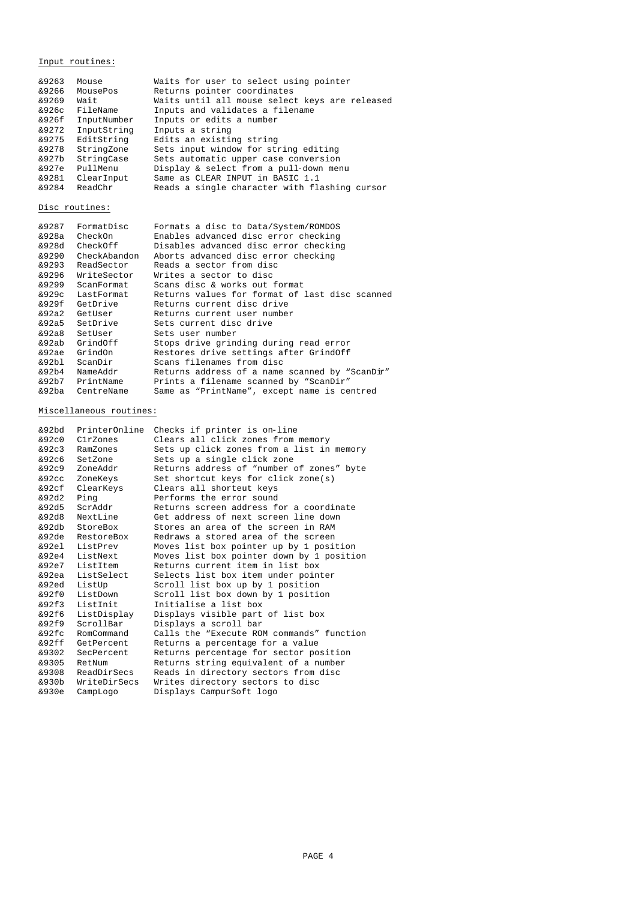Input routines:

| | | |
|---|---|---|
| &9263 | Mouse | Waits for user to select using pointer |
| &9266 | MousePos | Returns pointer coordinates |
| &9269 | Wait | Waits until all mouse select keys are released |
| &926c | FileName | Inputs and validates a filename |
| &926f | InputNumber | Inputs or edits a number |
| &9272 | InputString | Inputs a string |
| &9275 | EditString | Edits an existing string |
| &9278 | StringZone | Sets input window for string editing |
| &927b | StringCase | Sets automatic upper case conversion |
| &927e | PullMenu | Display & select from a pull-down menu |
| &9281 | ClearInput | Same as CLEAR INPUT in BASIC 1.1 |
| &9284 | ReadChr | Reads a single character with flashing cursor |

Disc routines:

| | | |
|---|---|---|
| &9287 | FormatDisc | Formats a disc to Data/System/ROMDOS |
| &928a | CheckOn | Enables advanced disc error checking |
| &928d | CheckOff | Disables advanced disc error checking |
| &9290 | CheckAbandon | Aborts advanced disc error checking |
| &9293 | ReadSector | Reads a sector from disc |
| &9296 | WriteSector | Writes a sector to disc |
| &9299 | ScanFormat | Scans disc & works out format |
| &929c | LastFormat | Returns values for format of last disc scanned |
| &929f | GetDrive | Returns current disc drive |
| &92a2 | GetUser | Returns current user number |
| &92a5 | SetDrive | Sets current disc drive |
| &92a8 | SetUser | Sets user number |
| &92ab | GrindOff | Stops drive grinding during read error |
| &92ae | GrindOn | Restores drive settings after GrindOff |
| &92b1 | ScanDir | Scans filenames from disc |
| &92b4 | NameAddr | Returns address of a name scanned by "ScanDir" |
| &92b7 | PrintName | Prints a filename scanned by "ScanDir" |
| &92ba | CentreName | Same as "PrintName", except name is centred |

Miscellaneous routines:

| | | |
|---|---|---|
| &92bd | PrinterOnline | Checks if printer is on-line |
| &92c0 | ClrZones | Clears all click zones from memory |
| &92c3 | RamZones | Sets up click zones from a list in memory |
| &92c6 | SetZone | Sets up a single click zone |
| &92c9 | ZoneAddr | Returns address of "number of zones" byte |
| &92cc | ZoneKeys | Set shortcut keys for click zone(s) |
| &92cf | ClearKeys | Clears all shortcut keys |
| &92d2 | Ping | Performs the error sound |
| &92d5 | ScrAddr | Returns screen address for a coordinate |
| &92d8 | NextLine | Get address of next screen line down |
| &92db | StoreBox | Stores an area of the screen in RAM |
| &92de | RestoreBox | Redraws a stored area of the screen |
| &92e1 | ListPrev | Moves list box pointer up by 1 position |
| &92e4 | ListNext | Moves list box pointer down by 1 position |
| &92e7 | ListItem | Returns current item in list box |
| &92ea | ListSelect | Selects list box item under pointer |
| &92ed | ListUp | Scroll list box up by 1 position |
| &92f0 | ListDown | Scroll list box down by 1 position |
| &92f3 | ListInit | Initialise a list box |
| &92f6 | ListDisplay | Displays visible part of list box |
| &92f9 | ScrollBar | Displays a scroll bar |
| &92fc | RomCommand | Calls the "Execute ROM commands" function |
| &92ff | GetPercent | Returns a percentage for a value |
| &9302 | SecPercent | Returns percentage for sector position |
| &9305 | RetNum | Returns string equivalent of a number |
| &9308 | ReadDirSecs | Reads in directory sectors from disc |
| &930b | WriteDirSecs | Writes directory sectors to disc |
| &930e | CampLogo | Displays CampurSoft logo |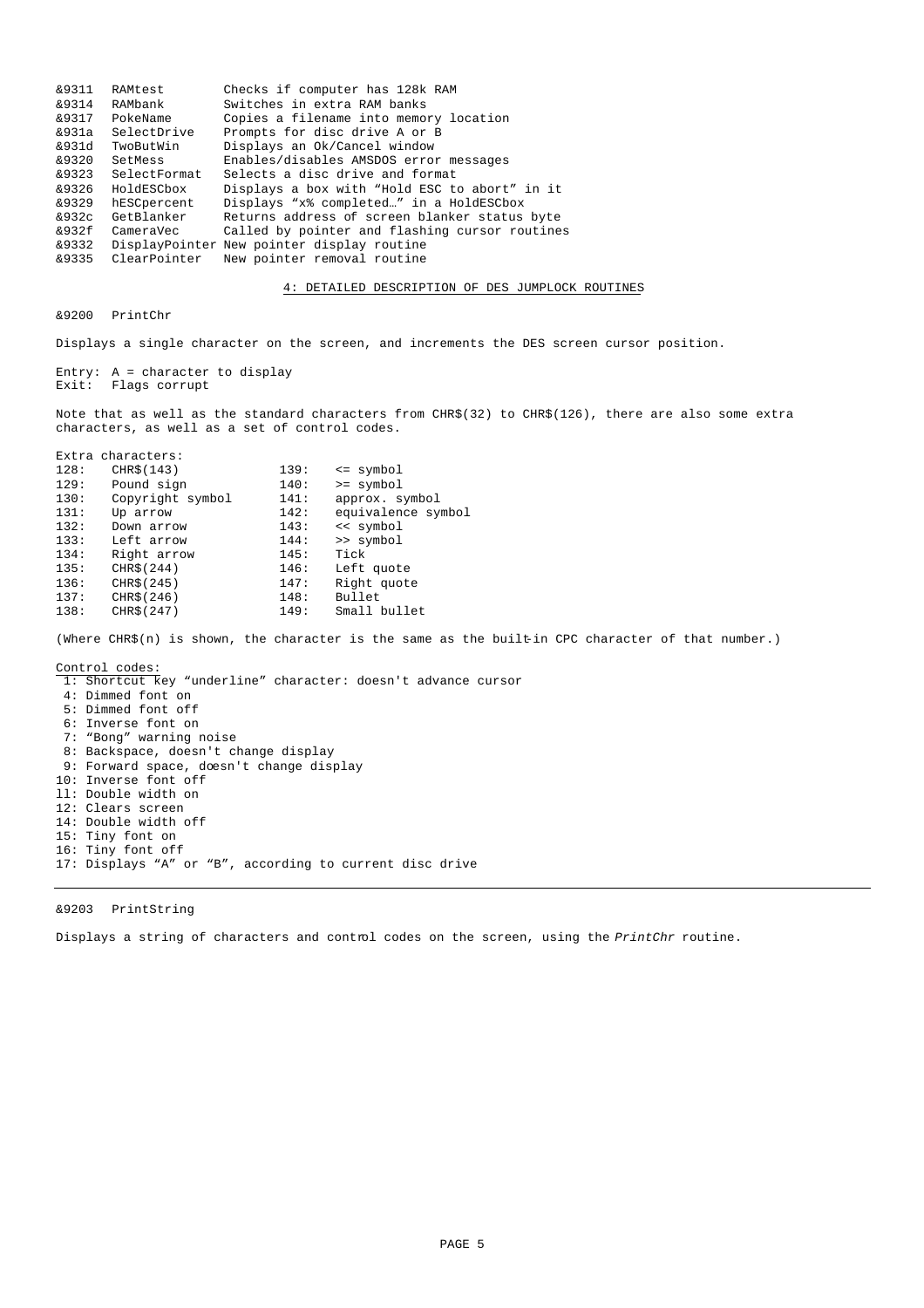| | | |
|---|---|---|
| &9311 | RAMtest | Checks if computer has 128k RAM |
| &9314 | RAMbank | Switches in extra RAM banks |
| &9317 | PokeName | Copies a filename into memory location |
| &931a | SelectDrive | Prompts for disc drive A or B |
| &931d | TwoButWin | Displays an Ok/Cancel window |
| &9320 | SetMess | Enables/disables AMSDOS error messages |
| &9323 | SelectFormat | Selects a disc drive and format |
| &9326 | HoldESCbox | Displays a box with "Hold ESC to abort" in it |
| &9329 | hESCpercent | Displays "x% completed…" in a HoldESCbox |
| &932c | GetBlanker | Returns address of screen blanker status byte |
| &932f | CameraVec | Called by pointer and flashing cursor routines |
| &9332 | DisplayPointer | New pointer display routine |
| &9335 | ClearPointer | New pointer removal routine |

## 4: DETAILED DESCRIPTION OF DES JUMPLOCK ROUTINES

### &9200 PrintChr

Displays a single character on the screen, and increments the DES screen cursor position.

Entry: A = character to display
Exit: Flags corrupt

Note that as well as the standard characters from CHR$(32) to CHR$(126), there are also some extra characters, as well as a set of control codes.

Extra characters:

| | | | |
|---|---|---|---|
| 128: | CHR$(143) | 139: | <= symbol |
| 129: | Pound sign | 140: | >= symbol |
| 130: | Copyright symbol | 141: | approx. symbol |
| 131: | Up arrow | 142: | equivalence symbol |
| 132: | Down arrow | 143: | << symbol |
| 133: | Left arrow | 144: | >> symbol |
| 134: | Right arrow | 145: | Tick |
| 135: | CHR$(244) | 146: | Left quote |
| 136: | CHR$(245) | 147: | Right quote |
| 137: | CHR$(246) | 148: | Bullet |
| 138: | CHR$(247) | 149: | Small bullet |

(Where CHR$(n) is shown, the character is the same as the built-in CPC character of that number.)

Control codes:

- 1: Shortcut key "underline" character: doesn't advance cursor
- 4: Dimmed font on
- 5: Dimmed font off
- 6: Inverse font on
- 7: "Bong" warning noise
- 8: Backspace, doesn't change display
- 9: Forward space, doesn't change display
- 10: Inverse font off
- 11: Double width on
- 12: Clears screen
- 14: Double width off
- 15: Tiny font on
- 16: Tiny font off
- 17: Displays "A" or "B", according to current disc drive

---

### &9203 PrintString

Displays a string of characters and control codes on the screen, using the *PrintChr* routine.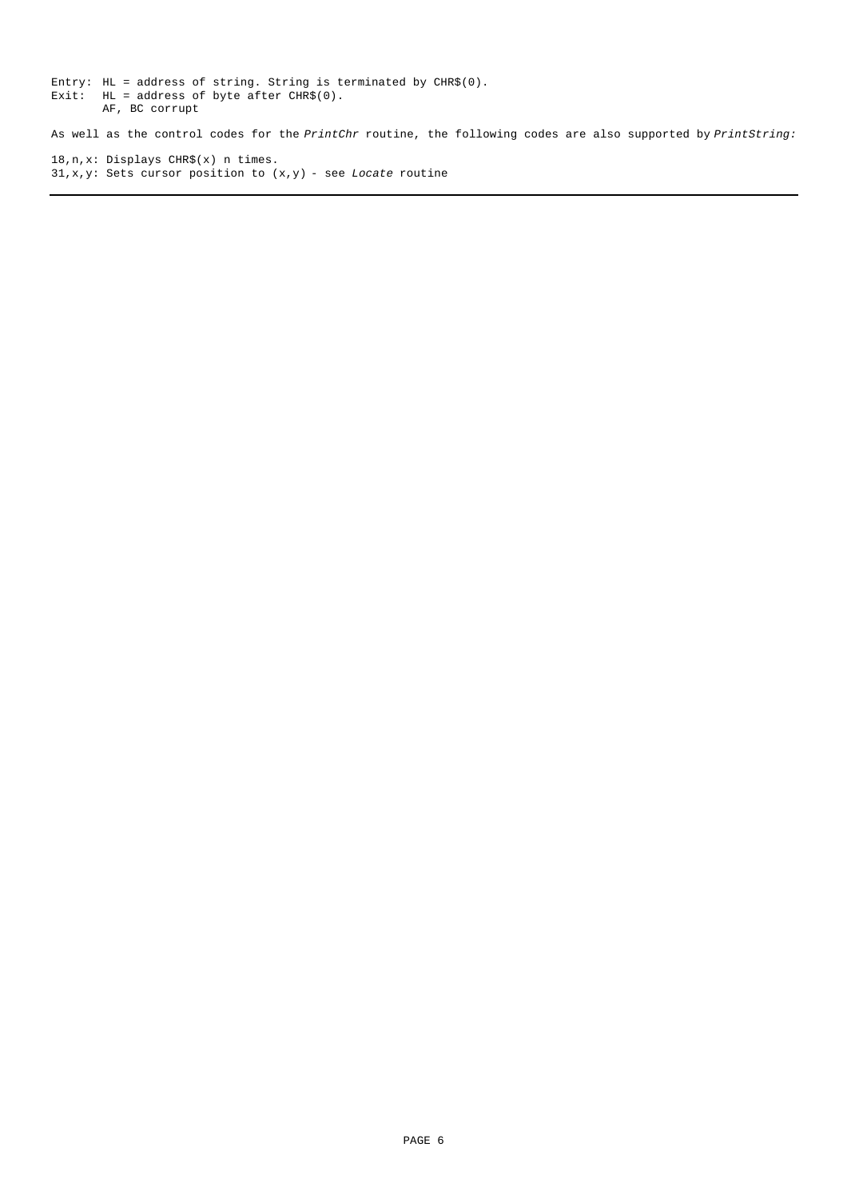```
Entry: HL = address of string. String is terminated by CHR$(0).
Exit:  HL = address of byte after CHR$(0).
       AF, BC corrupt
```

As well as the control codes for the *PrintChr* routine, the following codes are also supported by *PrintString:*

18,n,x: Displays CHR$(x) n times.
31,x,y: Sets cursor position to (x,y) - see *Locate* routine

---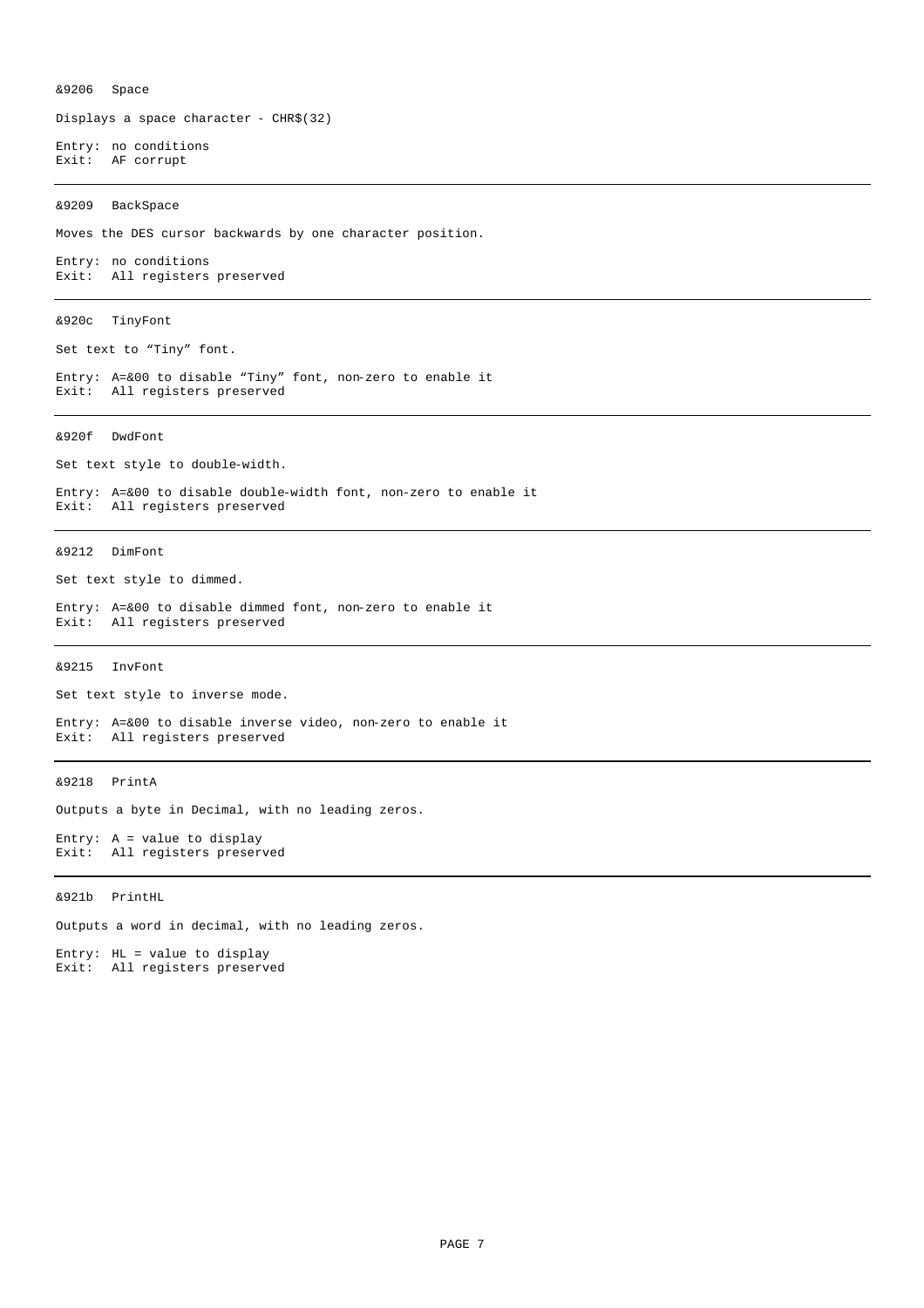### &9206 Space

Displays a space character - CHR$(32)

Entry: no conditions
Exit: AF corrupt

---

### &9209 BackSpace

Moves the DES cursor backwards by one character position.

Entry: no conditions
Exit: All registers preserved

---

### &920c TinyFont

Set text to “Tiny” font.

Entry: A=&00 to disable “Tiny” font, non-zero to enable it
Exit: All registers preserved

---

### &920f DwdFont

Set text style to double-width.

Entry: A=&00 to disable double-width font, non-zero to enable it
Exit: All registers preserved

---

### &9212 DimFont

Set text style to dimmed.

Entry: A=&00 to disable dimmed font, non-zero to enable it
Exit: All registers preserved

---

### &9215 InvFont

Set text style to inverse mode.

Entry: A=&00 to disable inverse video, non-zero to enable it
Exit: All registers preserved

---

### &9218 PrintA

Outputs a byte in Decimal, with no leading zeros.

Entry: A = value to display
Exit: All registers preserved

---

### &921b PrintHL

Outputs a word in decimal, with no leading zeros.

Entry: HL = value to display
Exit: All registers preserved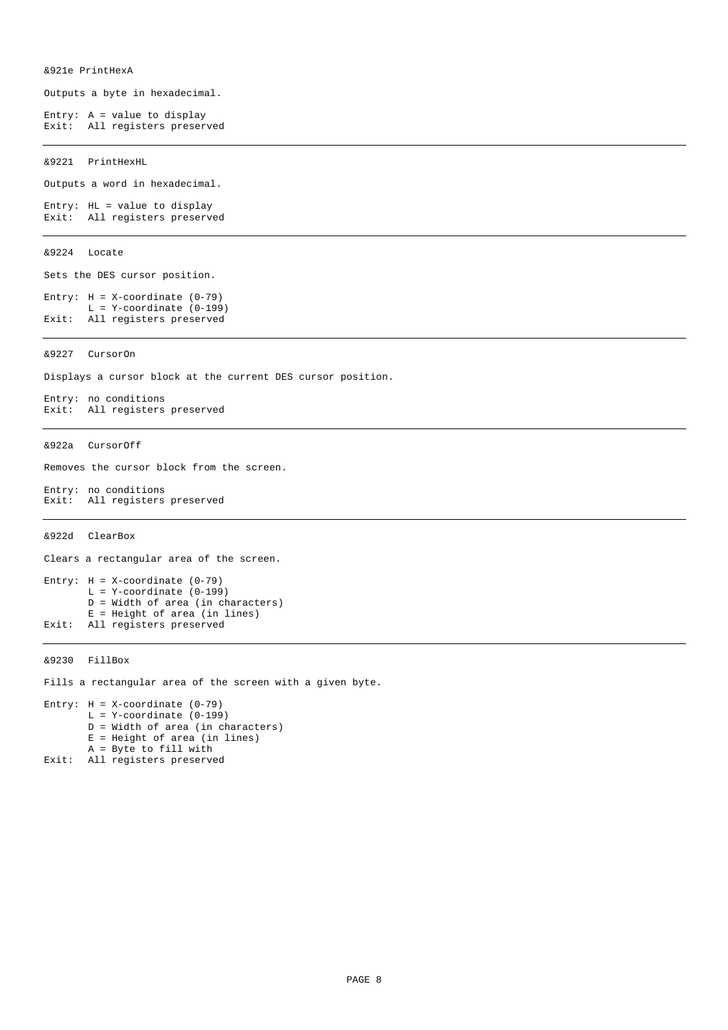### &921e PrintHexA

Outputs a byte in hexadecimal.

```
Entry: A = value to display
Exit:  All registers preserved
```

---

### &9221 PrintHexHL

Outputs a word in hexadecimal.

```
Entry: HL = value to display
Exit:  All registers preserved
```

---

### &9224 Locate

Sets the DES cursor position.

```
Entry: H = X-coordinate (0-79)
       L = Y-coordinate (0-199)
Exit:  All registers preserved
```

---

### &9227 CursorOn

Displays a cursor block at the current DES cursor position.

```
Entry: no conditions
Exit:  All registers preserved
```

---

### &922a CursorOff

Removes the cursor block from the screen.

```
Entry: no conditions
Exit:  All registers preserved
```

---

### &922d ClearBox

Clears a rectangular area of the screen.

```
Entry: H = X-coordinate (0-79)
       L = Y-coordinate (0-199)
       D = Width of area (in characters)
       E = Height of area (in lines)
Exit:  All registers preserved
```

---

### &9230 FillBox

Fills a rectangular area of the screen with a given byte.

```
Entry: H = X-coordinate (0-79)
       L = Y-coordinate (0-199)
       D = Width of area (in characters)
       E = Height of area (in lines)
       A = Byte to fill with
Exit:  All registers preserved
```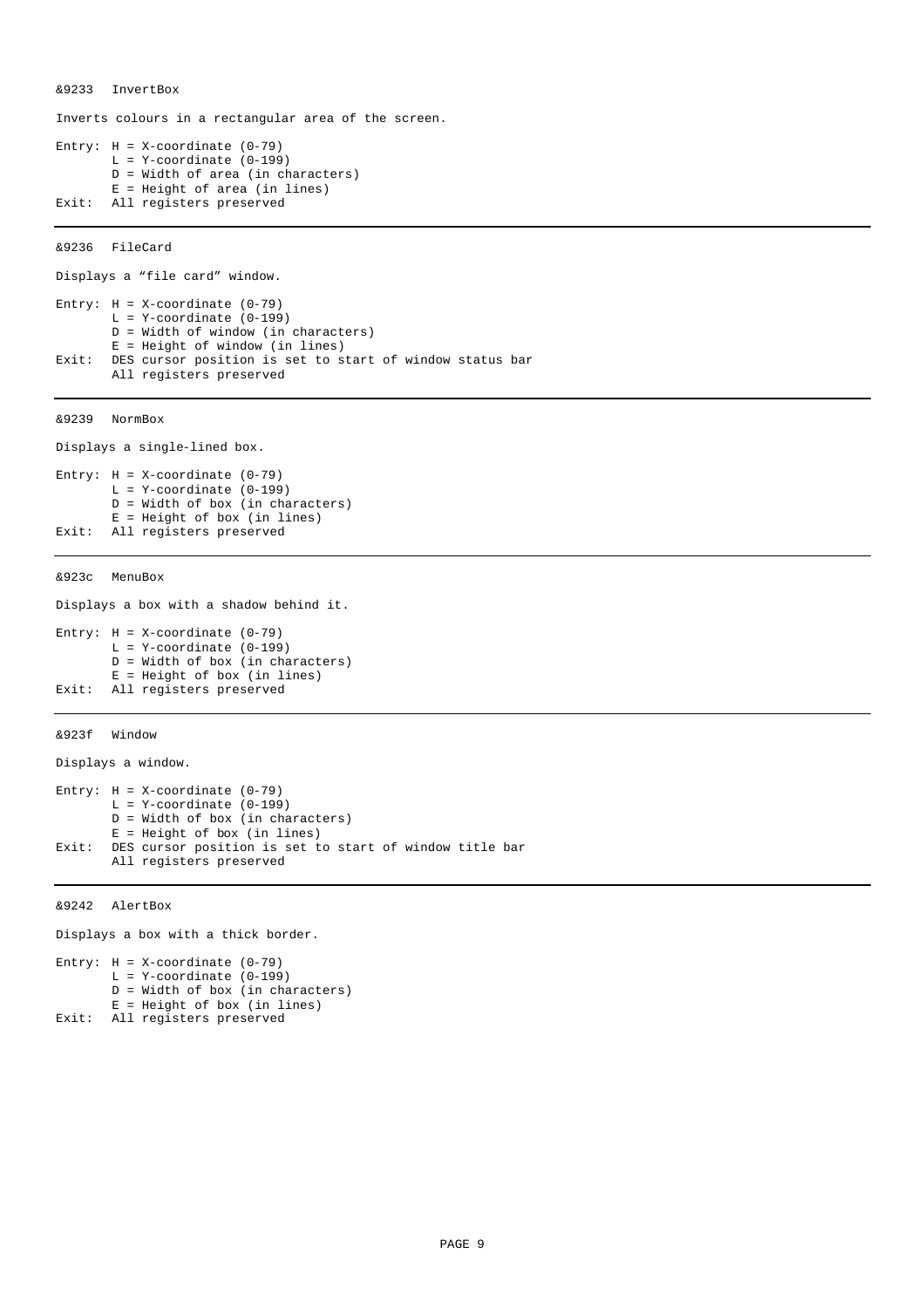### &9233 InvertBox

Inverts colours in a rectangular area of the screen.

```
Entry: H = X-coordinate (0-79)
       L = Y-coordinate (0-199)
       D = Width of area (in characters)
       E = Height of area (in lines)
Exit:  All registers preserved
```

---

### &9236 FileCard

Displays a "file card" window.

```
Entry: H = X-coordinate (0-79)
       L = Y-coordinate (0-199)
       D = Width of window (in characters)
       E = Height of window (in lines)
Exit:  DES cursor position is set to start of window status bar
       All registers preserved
```

---

### &9239 NormBox

Displays a single-lined box.

```
Entry: H = X-coordinate (0-79)
       L = Y-coordinate (0-199)
       D = Width of box (in characters)
       E = Height of box (in lines)
Exit:  All registers preserved
```

---

### &923c MenuBox

Displays a box with a shadow behind it.

```
Entry: H = X-coordinate (0-79)
       L = Y-coordinate (0-199)
       D = Width of box (in characters)
       E = Height of box (in lines)
Exit:  All registers preserved
```

---

### &923f Window

Displays a window.

```
Entry: H = X-coordinate (0-79)
       L = Y-coordinate (0-199)
       D = Width of box (in characters)
       E = Height of box (in lines)
Exit:  DES cursor position is set to start of window title bar
       All registers preserved
```

---

### &9242 AlertBox

Displays a box with a thick border.

```
Entry: H = X-coordinate (0-79)
       L = Y-coordinate (0-199)
       D = Width of box (in characters)
       E = Height of box (in lines)
Exit:  All registers preserved
```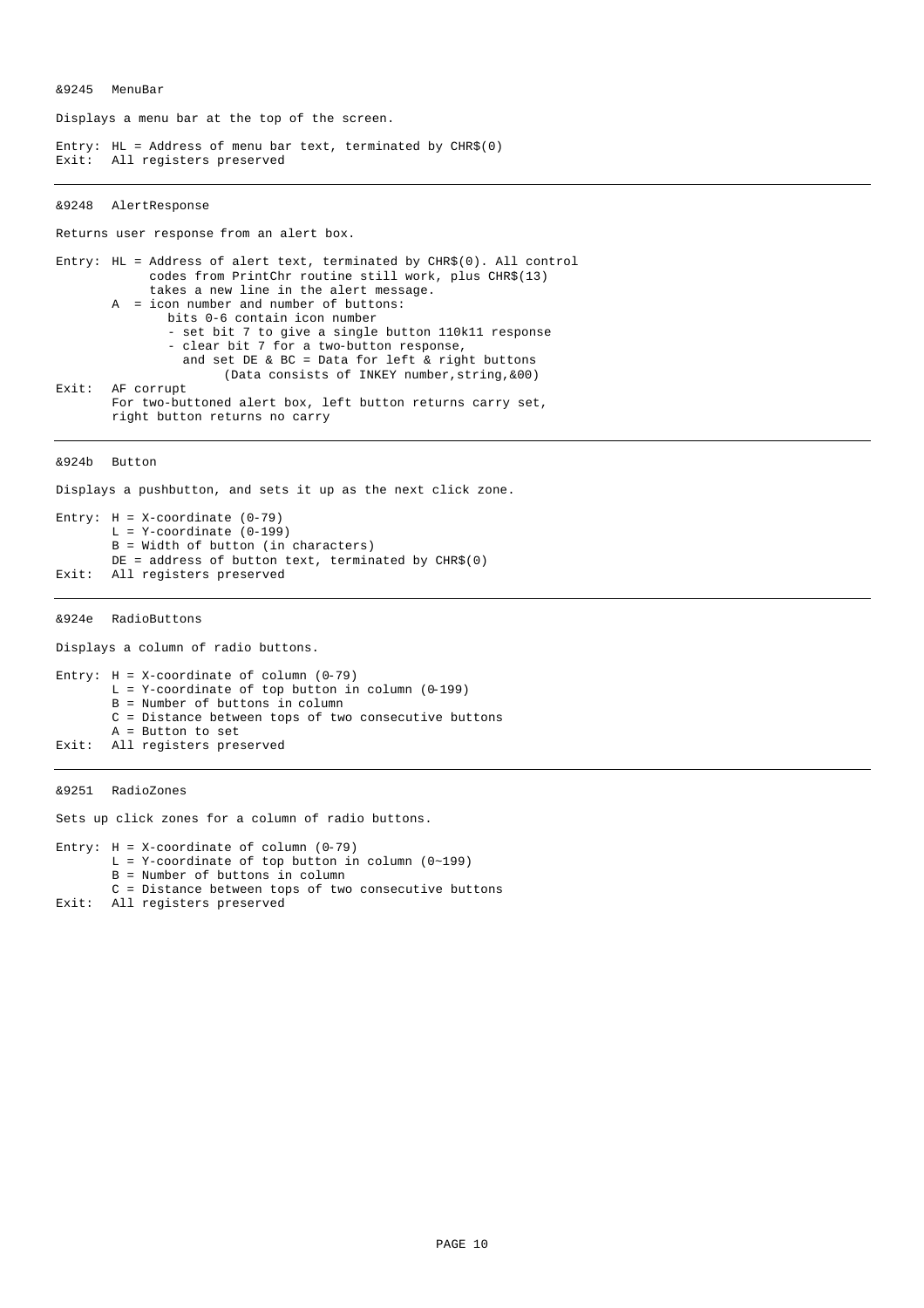## &9245 MenuBar

Displays a menu bar at the top of the screen.

```
Entry: HL = Address of menu bar text, terminated by CHR$(0)
Exit:  All registers preserved
```

---

## &9248 AlertResponse

Returns user response from an alert box.

```
Entry: HL = Address of alert text, terminated by CHR$(0). All control
            codes from PrintChr routine still work, plus CHR$(13)
            takes a new line in the alert message.
       A  = icon number and number of buttons:
              bits 0-6 contain icon number
              - set bit 7 to give a single button 110k11 response
              - clear bit 7 for a two-button response,
                and set DE & BC = Data for left & right buttons
                     (Data consists of INKEY number,string,&00)
Exit:  AF corrupt
       For two-buttoned alert box, left button returns carry set,
       right button returns no carry
```

---

## &924b Button

Displays a pushbutton, and sets it up as the next click zone.

```
Entry: H = X-coordinate (0-79)
       L = Y-coordinate (0-199)
       B = Width of button (in characters)
       DE = address of button text, terminated by CHR$(0)
Exit:  All registers preserved
```

---

## &924e RadioButtons

Displays a column of radio buttons.

```
Entry: H = X-coordinate of column (0-79)
       L = Y-coordinate of top button in column (0-199)
       B = Number of buttons in column
       C = Distance between tops of two consecutive buttons
       A = Button to set
Exit:  All registers preserved
```

---

## &9251 RadioZones

Sets up click zones for a column of radio buttons.

```
Entry: H = X-coordinate of column (0-79)
       L = Y-coordinate of top button in column (0~199)
       B = Number of buttons in column
       C = Distance between tops of two consecutive buttons
Exit:  All registers preserved
```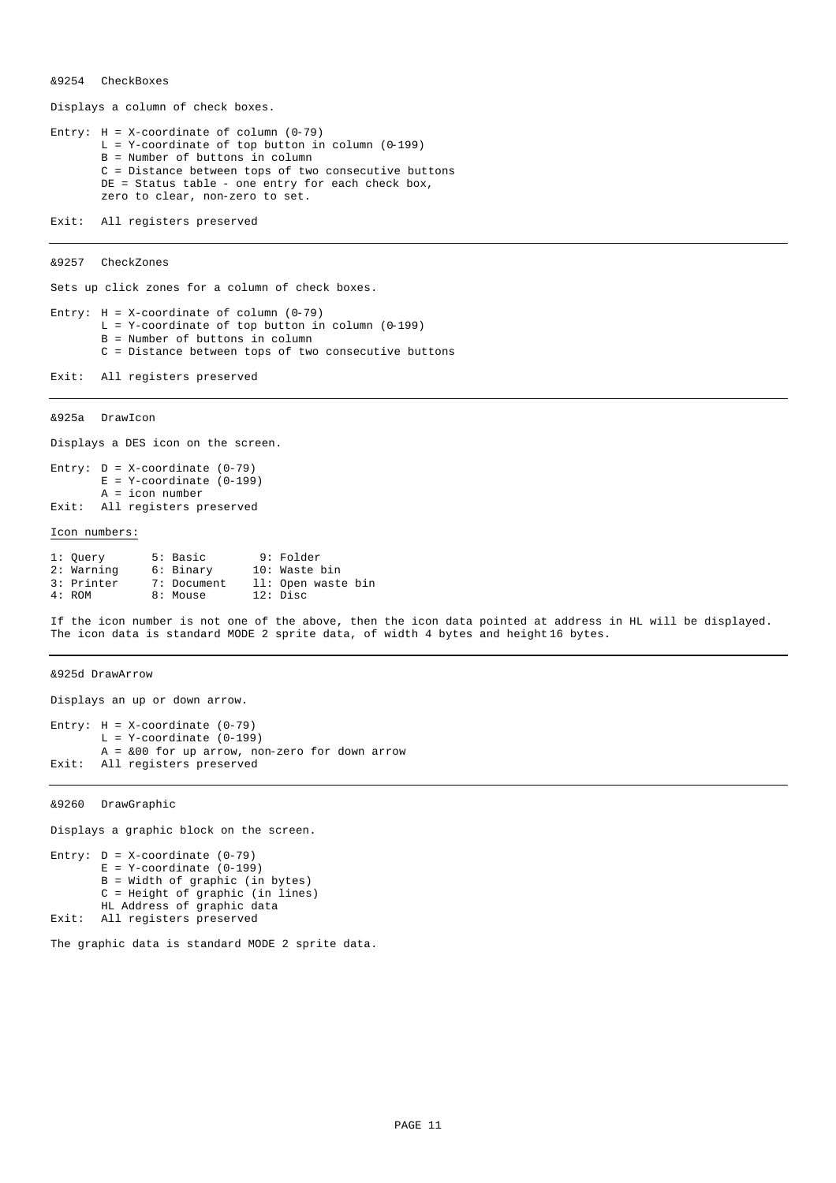### &9254 CheckBoxes

Displays a column of check boxes.

```
Entry: H = X-coordinate of column (0-79)
       L = Y-coordinate of top button in column (0-199)
       B = Number of buttons in column
       C = Distance between tops of two consecutive buttons
       DE = Status table - one entry for each check box,
       zero to clear, non-zero to set.

Exit:  All registers preserved
```

---

### &9257 CheckZones

Sets up click zones for a column of check boxes.

```
Entry: H = X-coordinate of column (0-79)
       L = Y-coordinate of top button in column (0-199)
       B = Number of buttons in column
       C = Distance between tops of two consecutive buttons

Exit:  All registers preserved
```

---

### &925a DrawIcon

Displays a DES icon on the screen.

```
Entry: D = X-coordinate (0-79)
       E = Y-coordinate (0-199)
       A = icon number
Exit:  All registers preserved
```

Icon numbers:

```
1: Query       5: Basic        9: Folder
2: Warning     6: Binary      10: Waste bin
3: Printer     7: Document    11: Open waste bin
4: ROM         8: Mouse       12: Disc
```

If the icon number is not one of the above, then the icon data pointed at address in HL will be displayed. The icon data is standard MODE 2 sprite data, of width 4 bytes and height 16 bytes.

---

### &925d DrawArrow

Displays an up or down arrow.

```
Entry: H = X-coordinate (0-79)
       L = Y-coordinate (0-199)
       A = &00 for up arrow, non-zero for down arrow
Exit:  All registers preserved
```

---

### &9260 DrawGraphic

Displays a graphic block on the screen.

```
Entry: D = X-coordinate (0-79)
       E = Y-coordinate (0-199)
       B = Width of graphic (in bytes)
       C = Height of graphic (in lines)
       HL Address of graphic data
Exit:  All registers preserved
```

The graphic data is standard MODE 2 sprite data.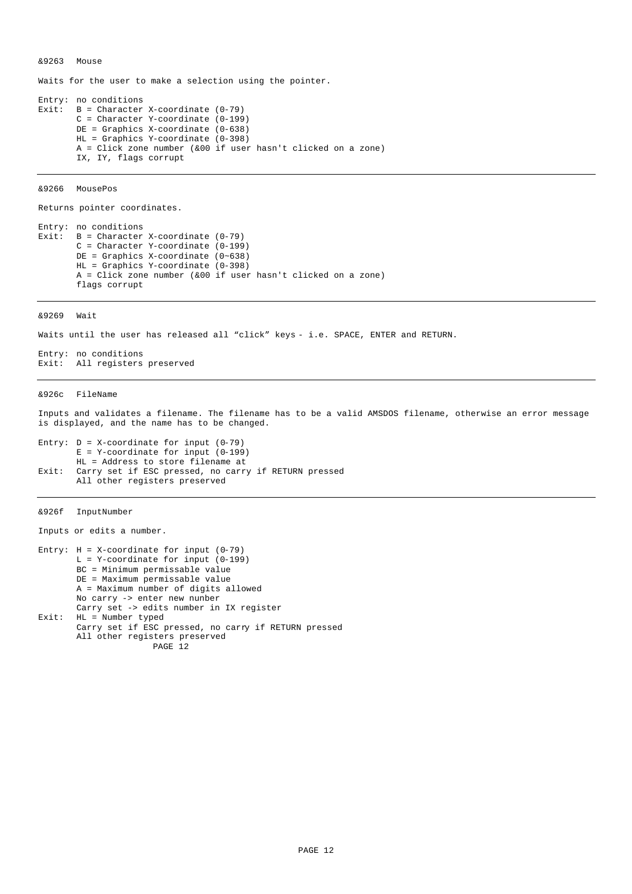### &9263 Mouse

Waits for the user to make a selection using the pointer.

```
Entry: no conditions
Exit:  B = Character X-coordinate (0-79)
       C = Character Y-coordinate (0-199)
       DE = Graphics X-coordinate (0-638)
       HL = Graphics Y-coordinate (0-398)
       A = Click zone number (&00 if user hasn't clicked on a zone)
       IX, IY, flags corrupt
```

---

### &9266 MousePos

Returns pointer coordinates.

```
Entry: no conditions
Exit:  B = Character X-coordinate (0-79)
       C = Character Y-coordinate (0-199)
       DE = Graphics X-coordinate (0~638)
       HL = Graphics Y-coordinate (0-398)
       A = Click zone number (&00 if user hasn't clicked on a zone)
       flags corrupt
```

---

### &9269 Wait

Waits until the user has released all “click” keys - i.e. SPACE, ENTER and RETURN.

```
Entry: no conditions
Exit:  All registers preserved
```

---

### &926c FileName

Inputs and validates a filename. The filename has to be a valid AMSDOS filename, otherwise an error message is displayed, and the name has to be changed.

```
Entry: D = X-coordinate for input (0-79)
       E = Y-coordinate for input (0-199)
       HL = Address to store filename at
Exit:  Carry set if ESC pressed, no carry if RETURN pressed
       All other registers preserved
```

---

### &926f InputNumber

Inputs or edits a number.

```
Entry: H = X-coordinate for input (0-79)
       L = Y-coordinate for input (0-199)
       BC = Minimum permissable value
       DE = Maximum permissable value
       A = Maximum number of digits allowed
       No carry -> enter new nunber
       Carry set -> edits number in IX register
Exit:  HL = Number typed
       Carry set if ESC pressed, no carry if RETURN pressed
       All other registers preserved
```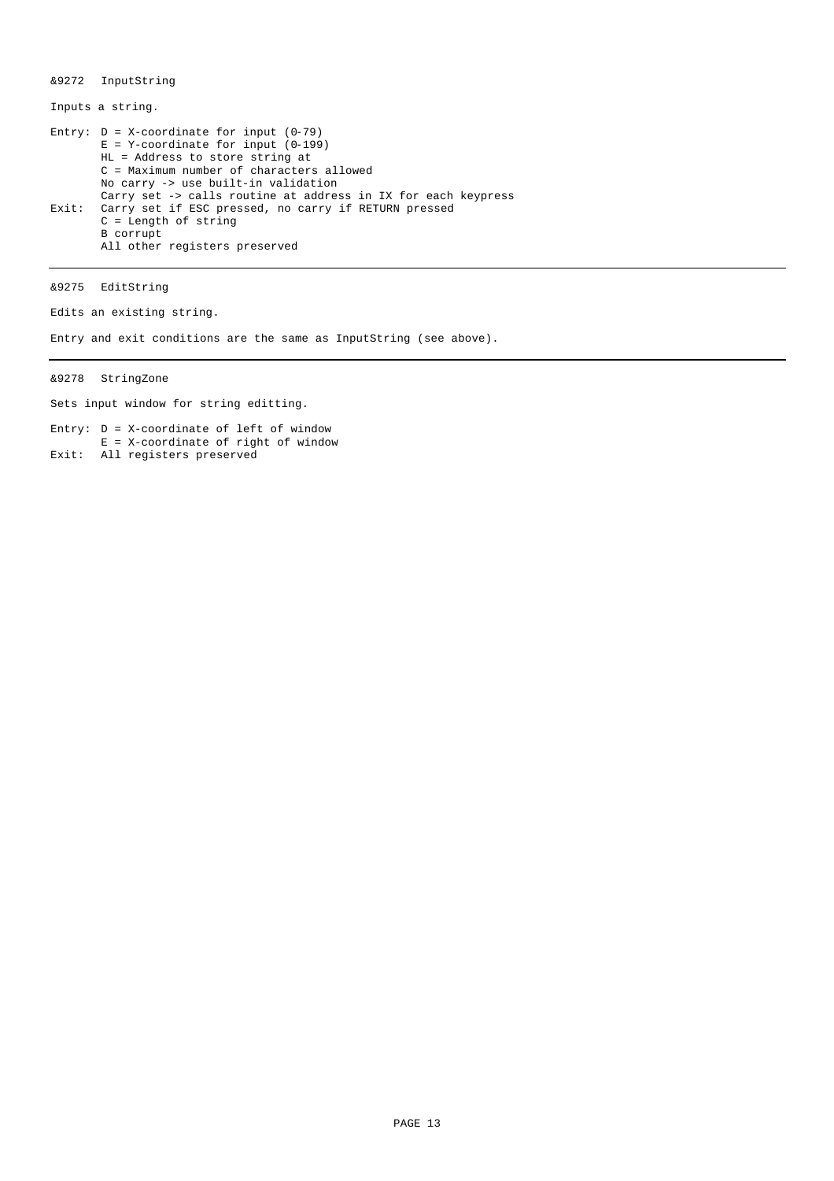## &9272 InputString

Inputs a string.

```
Entry: D = X-coordinate for input (0-79)
       E = Y-coordinate for input (0-199)
       HL = Address to store string at
       C = Maximum number of characters allowed
       No carry -> use built-in validation
       Carry set -> calls routine at address in IX for each keypress
Exit:  Carry set if ESC pressed, no carry if RETURN pressed
       C = Length of string
       B corrupt
       All other registers preserved
```

---

## &9275 EditString

Edits an existing string.

Entry and exit conditions are the same as InputString (see above).

---

## &9278 StringZone

Sets input window for string editting.

```
Entry: D = X-coordinate of left of window
       E = X-coordinate of right of window
Exit:  All registers preserved
```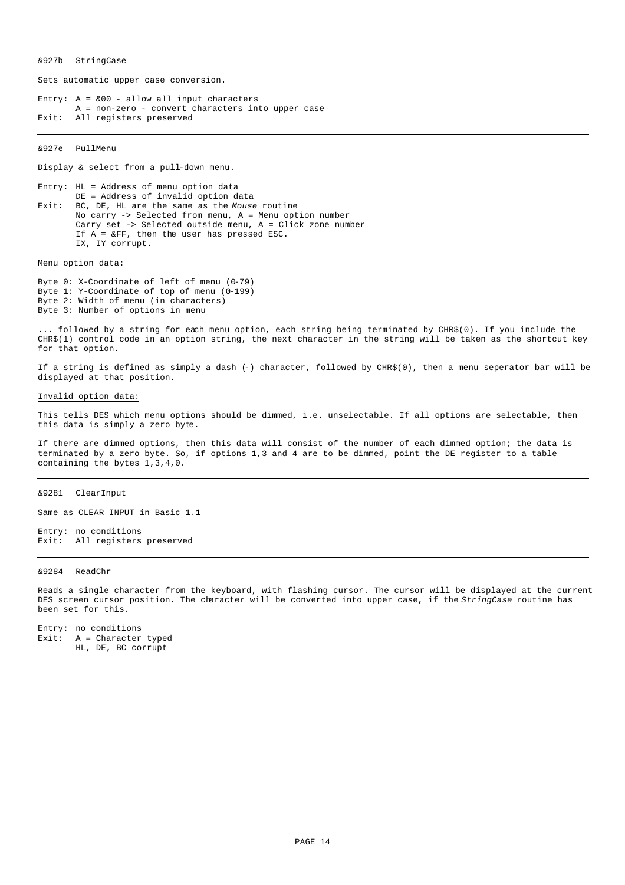### &927b StringCase

Sets automatic upper case conversion.

```
Entry: A = &00 - allow all input characters
       A = non-zero - convert characters into upper case
Exit:  All registers preserved
```

---

### &927e PullMenu

Display & select from a pull-down menu.

```
Entry: HL = Address of menu option data
       DE = Address of invalid option data
Exit:  BC, DE, HL are the same as the Mouse routine
       No carry -> Selected from menu, A = Menu option number
       Carry set -> Selected outside menu, A = Click zone number
       If A = &FF, then the user has pressed ESC.
       IX, IY corrupt.
```

<u>Menu option data:</u>

Byte 0: X-Coordinate of left of menu (0-79)
Byte 1: Y-Coordinate of top of menu (0-199)
Byte 2: Width of menu (in characters)
Byte 3: Number of options in menu

... followed by a string for each menu option, each string being terminated by CHR$(0). If you include the CHR$(1) control code in an option string, the next character in the string will be taken as the shortcut key for that option.

If a string is defined as simply a dash (-) character, followed by CHR$(0), then a menu seperator bar will be displayed at that position.

<u>Invalid option data:</u>

This tells DES which menu options should be dimmed, i.e. unselectable. If all options are selectable, then this data is simply a zero byte.

If there are dimmed options, then this data will consist of the number of each dimmed option; the data is terminated by a zero byte. So, if options 1,3 and 4 are to be dimmed, point the DE register to a table containing the bytes 1,3,4,0.

---

### &9281 ClearInput

Same as CLEAR INPUT in Basic 1.1

```
Entry: no conditions
Exit:  All registers preserved
```

---

### &9284 ReadChr

Reads a single character from the keyboard, with flashing cursor. The cursor will be displayed at the current DES screen cursor position. The character will be converted into upper case, if the *StringCase* routine has been set for this.

```
Entry: no conditions
Exit:  A = Character typed
       HL, DE, BC corrupt
```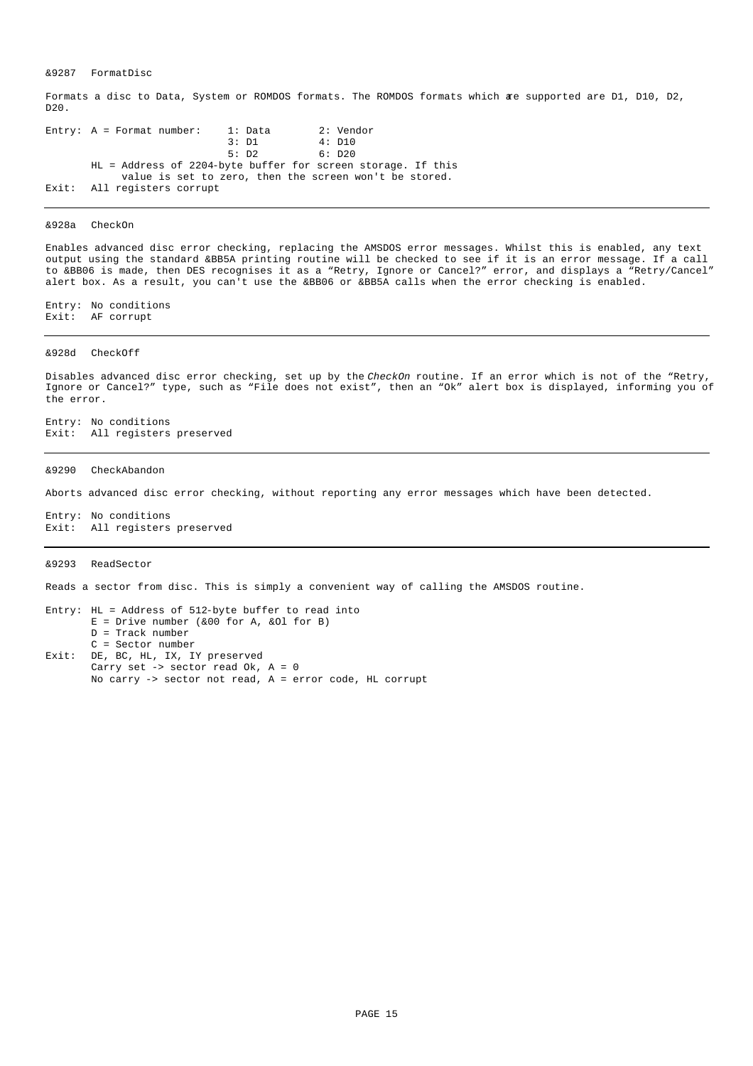### &9287 FormatDisc

Formats a disc to Data, System or ROMDOS formats. The ROMDOS formats which are supported are D1, D10, D2, D20.

```
Entry: A = Format number:    1: Data        2: Vendor
                             3: D1          4: D10
                             5: D2          6: D20
       HL = Address of 2204-byte buffer for screen storage. If this
            value is set to zero, then the screen won't be stored.
Exit:  All registers corrupt
```

---

### &928a CheckOn

Enables advanced disc error checking, replacing the AMSDOS error messages. Whilst this is enabled, any text output using the standard &BB5A printing routine will be checked to see if it is an error message. If a call to &BB06 is made, then DES recognises it as a "Retry, Ignore or Cancel?" error, and displays a "Retry/Cancel" alert box. As a result, you can't use the &BB06 or &BB5A calls when the error checking is enabled.

```
Entry: No conditions
Exit:  AF corrupt
```

---

### &928d CheckOff

Disables advanced disc error checking, set up by the *CheckOn* routine. If an error which is not of the "Retry, Ignore or Cancel?" type, such as "File does not exist", then an "Ok" alert box is displayed, informing you of the error.

```
Entry: No conditions
Exit:  All registers preserved
```

---

### &9290 CheckAbandon

Aborts advanced disc error checking, without reporting any error messages which have been detected.

```
Entry: No conditions
Exit:  All registers preserved
```

---

### &9293 ReadSector

Reads a sector from disc. This is simply a convenient way of calling the AMSDOS routine.

```
Entry: HL = Address of 512-byte buffer to read into
       E = Drive number (&00 for A, &01 for B)
       D = Track number
       C = Sector number
Exit:  DE, BC, HL, IX, IY preserved
       Carry set -> sector read Ok, A = 0
       No carry -> sector not read, A = error code, HL corrupt
```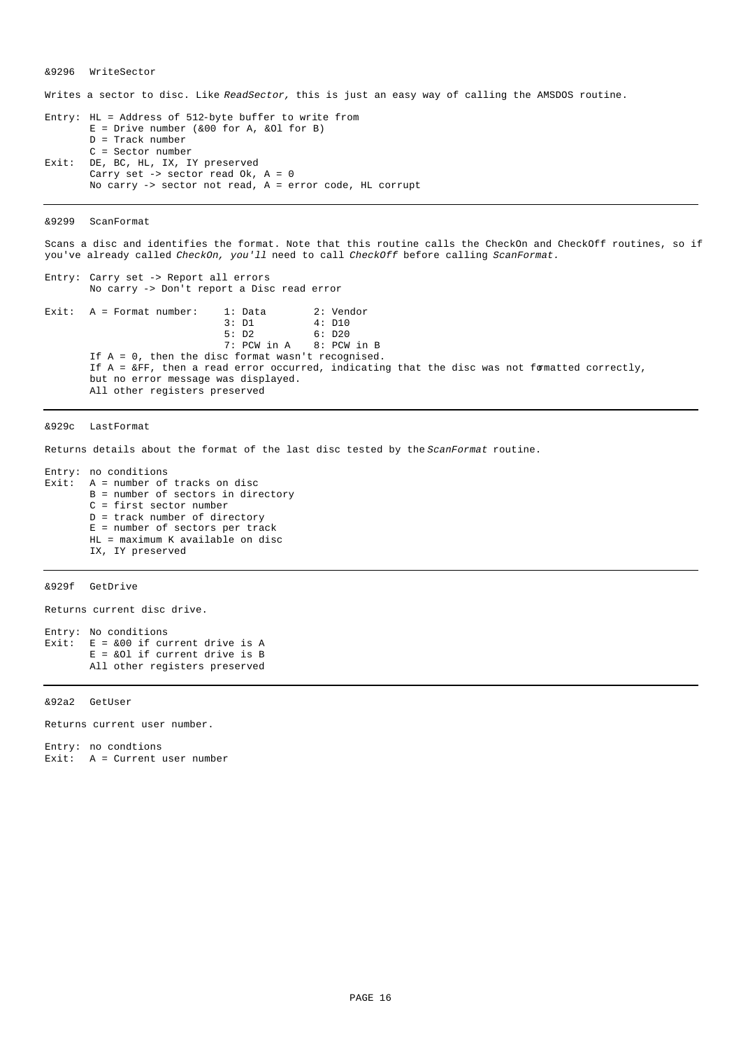## &9296 WriteSector

Writes a sector to disc. Like *ReadSector,* this is just an easy way of calling the AMSDOS routine.

```
Entry: HL = Address of 512-byte buffer to write from
       E = Drive number (&00 for A, &01 for B)
       D = Track number
       C = Sector number
Exit:  DE, BC, HL, IX, IY preserved
       Carry set -> sector read Ok, A = 0
       No carry -> sector not read, A = error code, HL corrupt
```

---

## &9299 ScanFormat

Scans a disc and identifies the format. Note that this routine calls the CheckOn and CheckOff routines, so if you've already called *CheckOn, you'll* need to call *CheckOff* before calling *ScanFormat.*

```
Entry: Carry set -> Report all errors
       No carry -> Don't report a Disc read error

Exit:  A = Format number:    1: Data        2: Vendor
                             3: D1          4: D10
                             5: D2          6: D20
                             7: PCW in A    8: PCW in B
       If A = 0, then the disc format wasn't recognised.
       If A = &FF, then a read error occurred, indicating that the disc was not formatted correctly,
       but no error message was displayed.
       All other registers preserved
```

---

## &929c LastFormat

Returns details about the format of the last disc tested by the *ScanFormat* routine.

```
Entry: no conditions
Exit:  A = number of tracks on disc
       B = number of sectors in directory
       C = first sector number
       D = track number of directory
       E = number of sectors per track
       HL = maximum K available on disc
       IX, IY preserved
```

---

## &929f GetDrive

Returns current disc drive.

```
Entry: No conditions
Exit:  E = &00 if current drive is A
       E = &01 if current drive is B
       All other registers preserved
```

---

## &92a2 GetUser

Returns current user number.

```
Entry: no condtions
Exit:  A = Current user number
```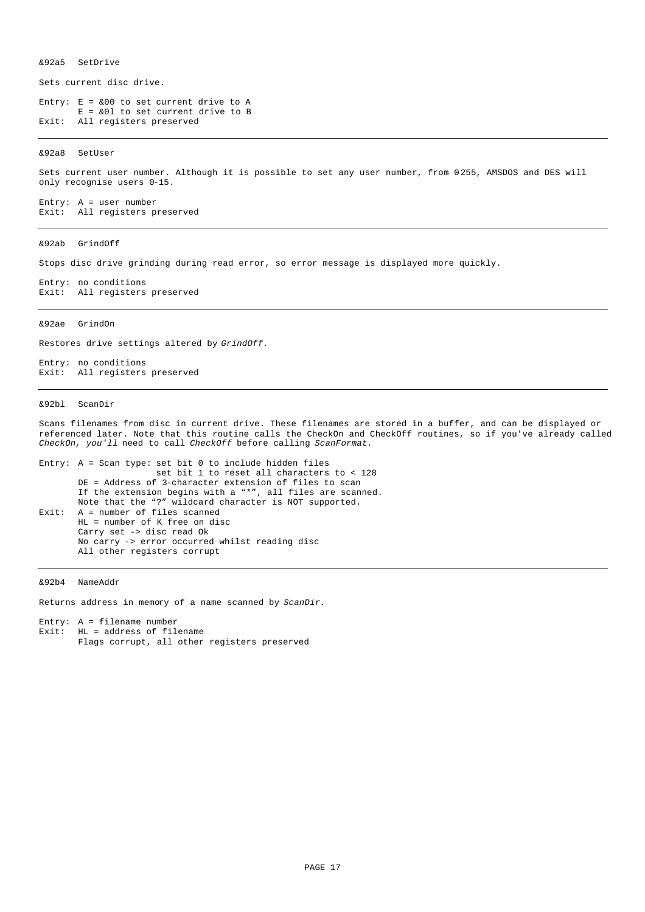### &92a5 SetDrive

Sets current disc drive.

```
Entry: E = &00 to set current drive to A
       E = &01 to set current drive to B
Exit:  All registers preserved
```

---

### &92a8 SetUser

Sets current user number. Although it is possible to set any user number, from 0 255, AMSDOS and DES will only recognise users 0-15.

```
Entry: A = user number
Exit:  All registers preserved
```

---

### &92ab GrindOff

Stops disc drive grinding during read error, so error message is displayed more quickly.

```
Entry: no conditions
Exit:  All registers preserved
```

---

### &92ae GrindOn

Restores drive settings altered by *GrindOff.*

```
Entry: no conditions
Exit:  All registers preserved
```

---

### &92bl ScanDir

Scans filenames from disc in current drive. These filenames are stored in a buffer, and can be displayed or referenced later. Note that this routine calls the CheckOn and CheckOff routines, so if you've already called *CheckOn, you'll* need to call *CheckOff* before calling *ScanFormat*.

```
Entry: A = Scan type: set bit 0 to include hidden files
                      set bit 1 to reset all characters to < 128
       DE = Address of 3-character extension of files to scan
       If the extension begins with a "*", all files are scanned.
       Note that the "?" wildcard character is NOT supported.
Exit:  A = number of files scanned
       HL = number of K free on disc
       Carry set -> disc read Ok
       No carry -> error occurred whilst reading disc
       All other registers corrupt
```

---

### &92b4 NameAddr

Returns address in memory of a name scanned by *ScanDir.*

```
Entry: A = filename number
Exit:  HL = address of filename
       Flags corrupt, all other registers preserved
```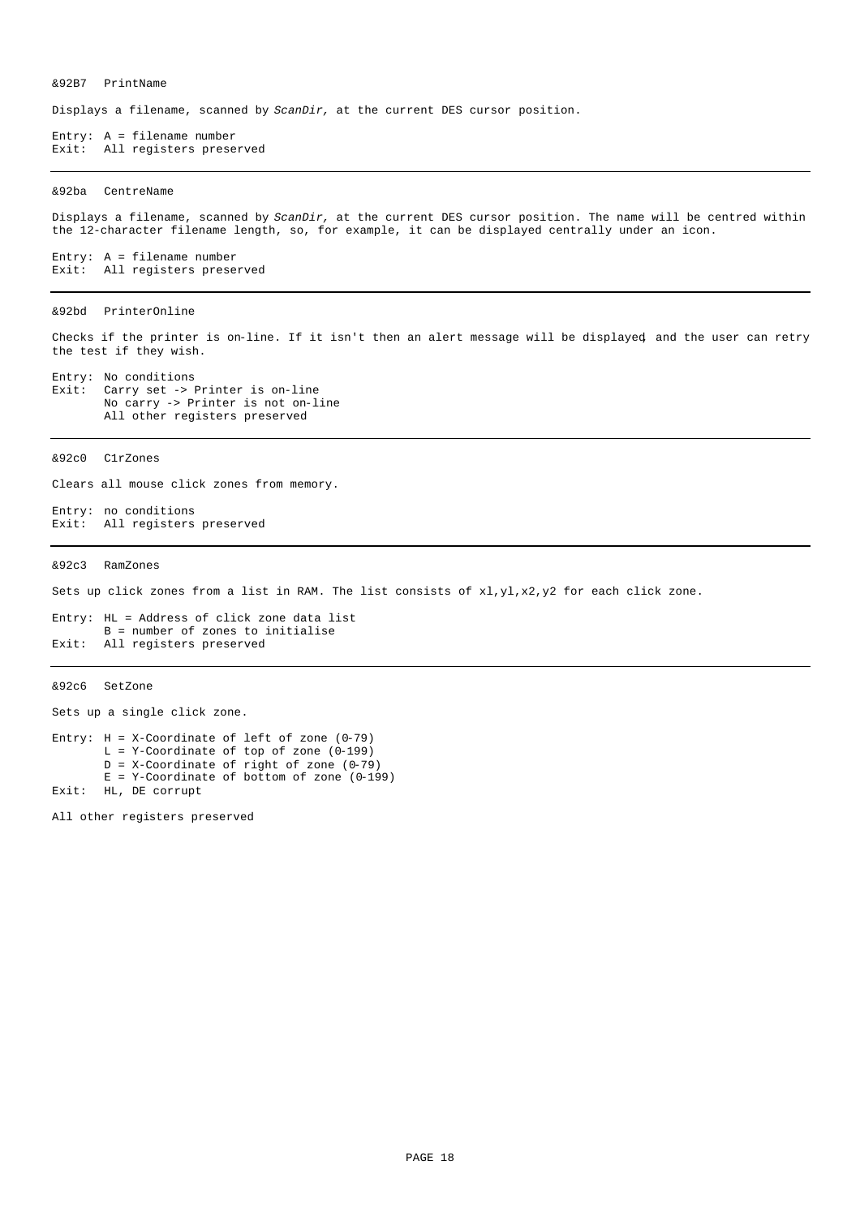### &92B7 PrintName

Displays a filename, scanned by *ScanDir,* at the current DES cursor position.

```
Entry: A = filename number
Exit:  All registers preserved
```

---

### &92ba CentreName

Displays a filename, scanned by *ScanDir,* at the current DES cursor position. The name will be centred within the 12-character filename length, so, for example, it can be displayed centrally under an icon.

```
Entry: A = filename number
Exit:  All registers preserved
```

---

### &92bd PrinterOnline

Checks if the printer is on-line. If it isn't then an alert message will be displayed and the user can retry the test if they wish.

```
Entry: No conditions
Exit:  Carry set -> Printer is on-line
       No carry -> Printer is not on-line
       All other registers preserved
```

---

### &92c0 ClrZones

Clears all mouse click zones from memory.

```
Entry: no conditions
Exit:  All registers preserved
```

---

### &92c3 RamZones

Sets up click zones from a list in RAM. The list consists of xl,yl,x2,y2 for each click zone.

```
Entry: HL = Address of click zone data list
       B = number of zones to initialise
Exit:  All registers preserved
```

---

### &92c6 SetZone

Sets up a single click zone.

```
Entry: H = X-Coordinate of left of zone (0-79)
       L = Y-Coordinate of top of zone (0-199)
       D = X-Coordinate of right of zone (0-79)
       E = Y-Coordinate of bottom of zone (0-199)
Exit:  HL, DE corrupt
```

All other registers preserved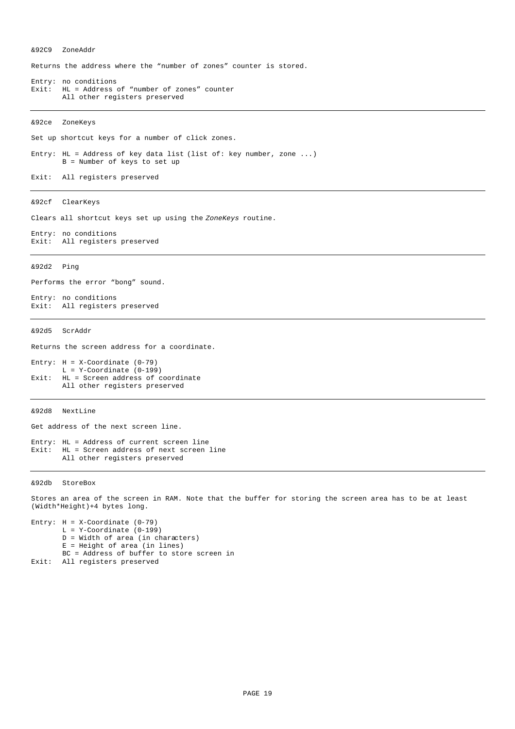### &92C9 ZoneAddr

Returns the address where the “number of zones” counter is stored.

```
Entry: no conditions
Exit:  HL = Address of “number of zones” counter
       All other registers preserved
```

---

### &92ce ZoneKeys

Set up shortcut keys for a number of click zones.

```
Entry: HL = Address of key data list (list of: key number, zone ...)
       B = Number of keys to set up

Exit:  All registers preserved
```

---

### &92cf ClearKeys

Clears all shortcut keys set up using the *ZoneKeys* routine.

```
Entry: no conditions
Exit:  All registers preserved
```

---

### &92d2 Ping

Performs the error “bong” sound.

```
Entry: no conditions
Exit:  All registers preserved
```

---

### &92d5 ScrAddr

Returns the screen address for a coordinate.

```
Entry: H = X-Coordinate (0-79)
       L = Y-Coordinate (0-199)
Exit:  HL = Screen address of coordinate
       All other registers preserved
```

---

### &92d8 NextLine

Get address of the next screen line.

```
Entry: HL = Address of current screen line
Exit:  HL = Screen address of next screen line
       All other registers preserved
```

---

### &92db StoreBox

Stores an area of the screen in RAM. Note that the buffer for storing the screen area has to be at least (Width*Height)+4 bytes long.

```
Entry: H = X-Coordinate (0-79)
       L = Y-Coordinate (0-199)
       D = Width of area (in characters)
       E = Height of area (in lines)
       BC = Address of buffer to store screen in
Exit:  All registers preserved
```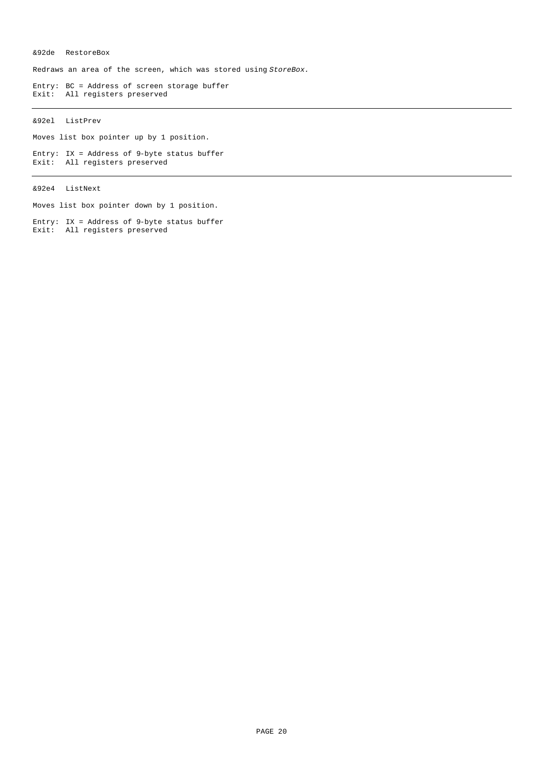&92de RestoreBox

Redraws an area of the screen, which was stored using *StoreBox.*

```
Entry: BC = Address of screen storage buffer
Exit:  All registers preserved
```

---

&92el ListPrev

Moves list box pointer up by 1 position.

```
Entry: IX = Address of 9-byte status buffer
Exit:  All registers preserved
```

---

&92e4 ListNext

Moves list box pointer down by 1 position.

```
Entry: IX = Address of 9-byte status buffer
Exit:  All registers preserved
```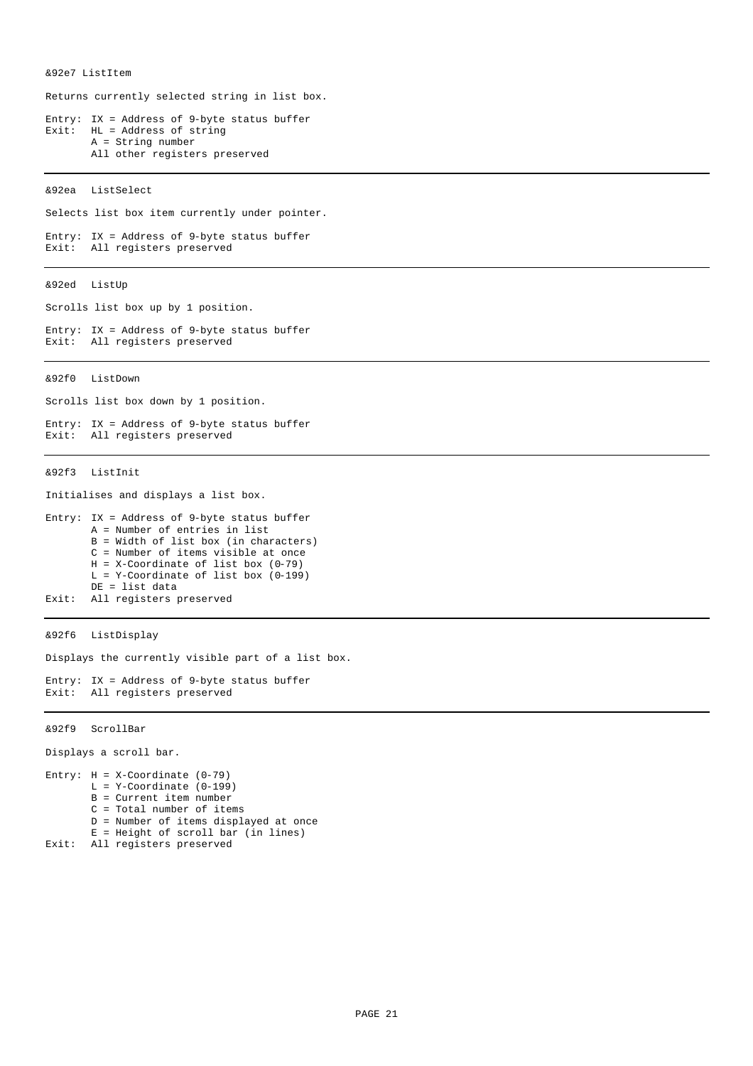### &92e7 ListItem

Returns currently selected string in list box.

```
Entry: IX = Address of 9-byte status buffer
Exit:  HL = Address of string
       A = String number
       All other registers preserved
```

---

### &92ea ListSelect

Selects list box item currently under pointer.

```
Entry: IX = Address of 9-byte status buffer
Exit:  All registers preserved
```

---

### &92ed ListUp

Scrolls list box up by 1 position.

```
Entry: IX = Address of 9-byte status buffer
Exit:  All registers preserved
```

---

### &92f0 ListDown

Scrolls list box down by 1 position.

```
Entry: IX = Address of 9-byte status buffer
Exit:  All registers preserved
```

---

### &92f3 ListInit

Initialises and displays a list box.

```
Entry: IX = Address of 9-byte status buffer
       A = Number of entries in list
       B = Width of list box (in characters)
       C = Number of items visible at once
       H = X-Coordinate of list box (0-79)
       L = Y-Coordinate of list box (0-199)
       DE = list data
Exit:  All registers preserved
```

---

### &92f6 ListDisplay

Displays the currently visible part of a list box.

```
Entry: IX = Address of 9-byte status buffer
Exit:  All registers preserved
```

---

### &92f9 ScrollBar

Displays a scroll bar.

```
Entry: H = X-Coordinate (0-79)
       L = Y-Coordinate (0-199)
       B = Current item number
       C = Total number of items
       D = Number of items displayed at once
       E = Height of scroll bar (in lines)
Exit:  All registers preserved
```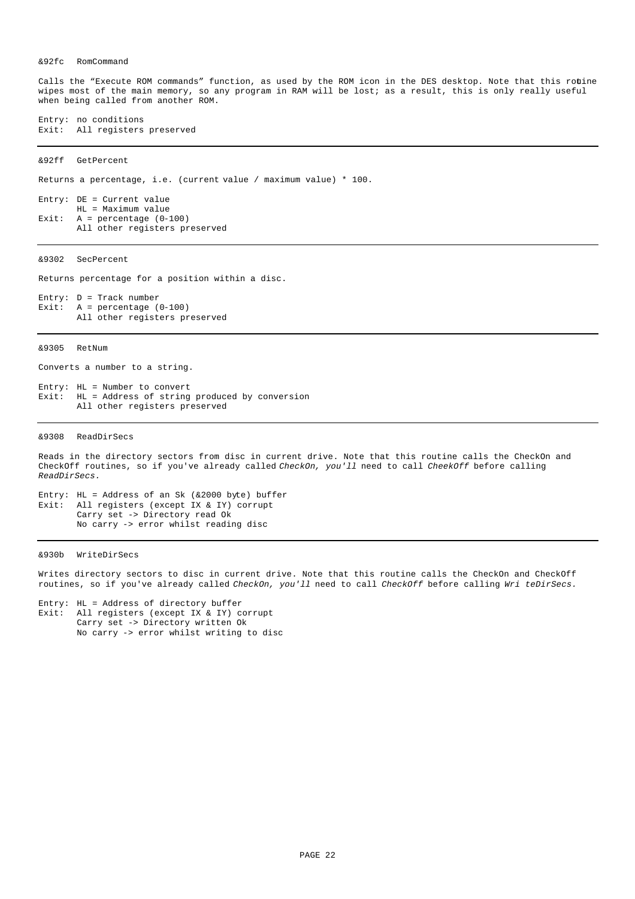### &92fc RomCommand

Calls the "Execute ROM commands" function, as used by the ROM icon in the DES desktop. Note that this routine wipes most of the main memory, so any program in RAM will be lost; as a result, this is only really useful when being called from another ROM.

```
Entry: no conditions
Exit:  All registers preserved
```

---

### &92ff GetPercent

Returns a percentage, i.e. (current value / maximum value) * 100.

```
Entry: DE = Current value
       HL = Maximum value
Exit:  A = percentage (0-100)
       All other registers preserved
```

---

### &9302 SecPercent

Returns percentage for a position within a disc.

```
Entry: D = Track number
Exit:  A = percentage (0-100)
       All other registers preserved
```

---

### &9305 RetNum

Converts a number to a string.

```
Entry: HL = Number to convert
Exit:  HL = Address of string produced by conversion
       All other registers preserved
```

---

### &9308 ReadDirSecs

Reads in the directory sectors from disc in current drive. Note that this routine calls the CheckOn and CheckOff routines, so if you've already called *CheckOn, you'll* need to call *CheekOff* before calling *ReadDirSecs.*

```
Entry: HL = Address of an Sk (&2000 byte) buffer
Exit:  All registers (except IX & IY) corrupt
       Carry set -> Directory read Ok
       No carry -> error whilst reading disc
```

---

### &930b WriteDirSecs

Writes directory sectors to disc in current drive. Note that this routine calls the CheckOn and CheckOff routines, so if you've already called *CheckOn, you'll* need to call *CheckOff* before calling *Wri teDirSecs.*

```
Entry: HL = Address of directory buffer
Exit:  All registers (except IX & IY) corrupt
       Carry set -> Directory written Ok
       No carry -> error whilst writing to disc
```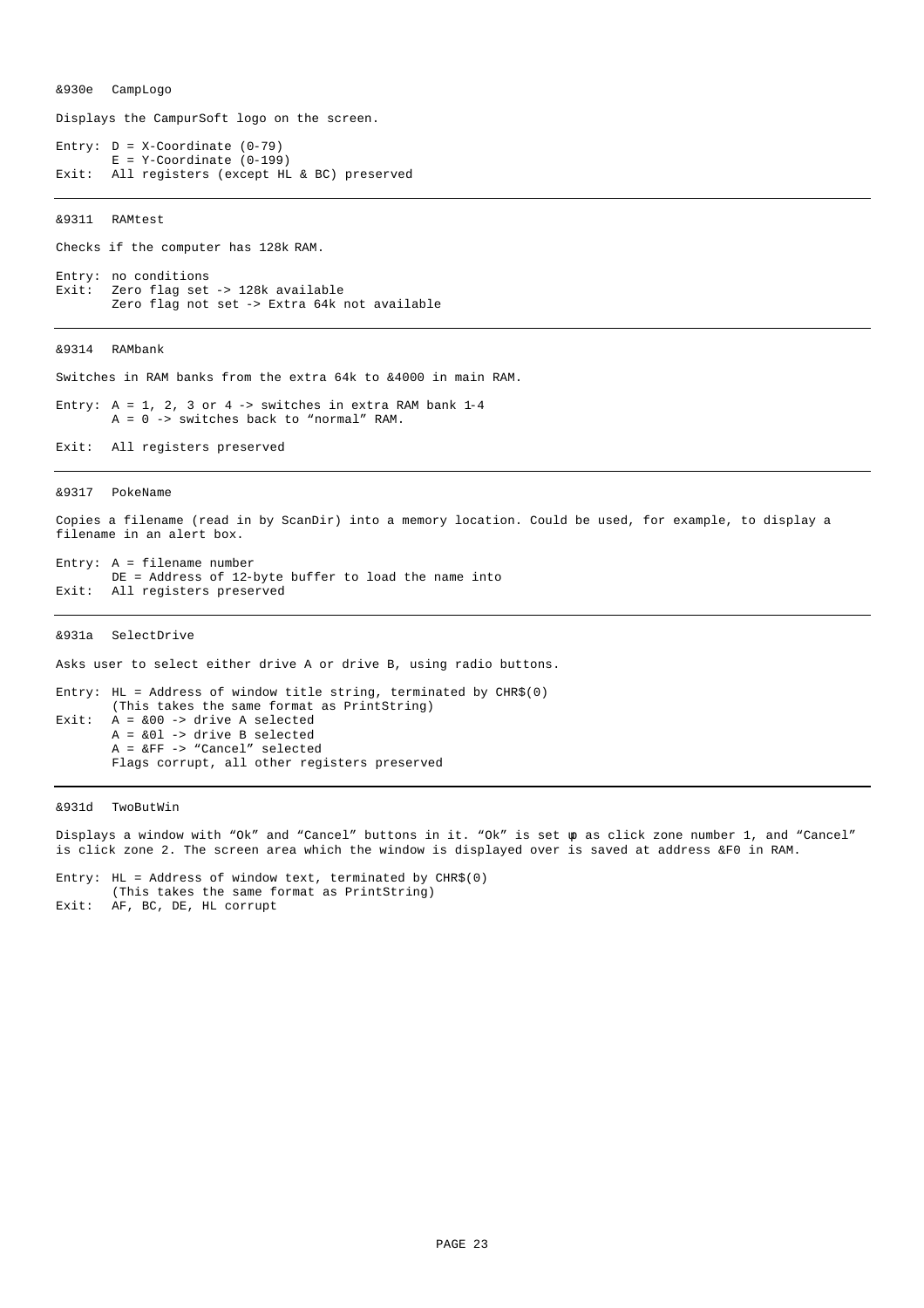### &930e   CampLogo

Displays the CampurSoft logo on the screen.

```
Entry: D = X-Coordinate (0-79)
       E = Y-Coordinate (0-199)
Exit:  All registers (except HL & BC) preserved
```

---

### &9311   RAMtest

Checks if the computer has 128k RAM.

```
Entry: no conditions
Exit:  Zero flag set -> 128k available
       Zero flag not set -> Extra 64k not available
```

---

### &9314   RAMbank

Switches in RAM banks from the extra 64k to &4000 in main RAM.

```
Entry: A = 1, 2, 3 or 4 -> switches in extra RAM bank 1-4
       A = 0 -> switches back to "normal" RAM.

Exit:  All registers preserved
```

---

### &9317   PokeName

Copies a filename (read in by ScanDir) into a memory location. Could be used, for example, to display a filename in an alert box.

```
Entry: A = filename number
       DE = Address of 12-byte buffer to load the name into
Exit:  All registers preserved
```

---

### &931a   SelectDrive

Asks user to select either drive A or drive B, using radio buttons.

```
Entry: HL = Address of window title string, terminated by CHR$(0)
       (This takes the same format as PrintString)
Exit:  A = &00 -> drive A selected
       A = &01 -> drive B selected
       A = &FF -> "Cancel" selected
       Flags corrupt, all other registers preserved
```

---

### &931d   TwoButWin

Displays a window with "Ok" and "Cancel" buttons in it. "Ok" is set up as click zone number 1, and "Cancel" is click zone 2. The screen area which the window is displayed over is saved at address &F0 in RAM.

```
Entry: HL = Address of window text, terminated by CHR$(0)
       (This takes the same format as PrintString)
Exit:  AF, BC, DE, HL corrupt
```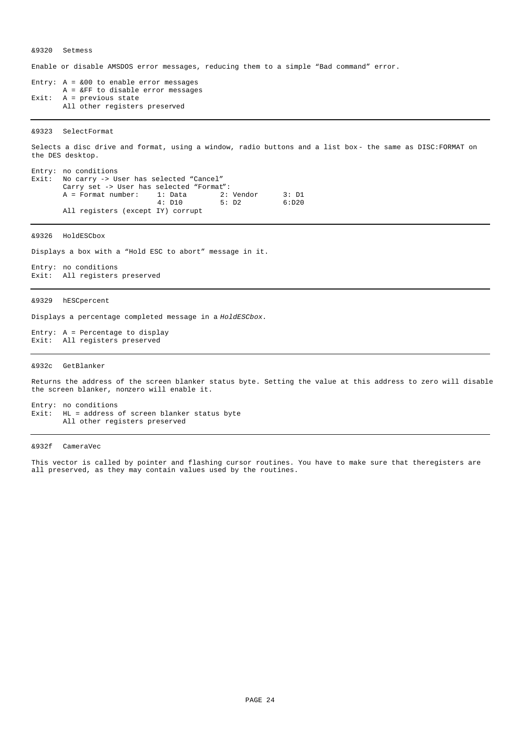### &9320 Setmess

Enable or disable AMSDOS error messages, reducing them to a simple "Bad command" error.

```
Entry: A = &00 to enable error messages
       A = &FF to disable error messages
Exit:  A = previous state
       All other registers preserved
```

---

### &9323 SelectFormat

Selects a disc drive and format, using a window, radio buttons and a list box - the same as DISC:FORMAT on the DES desktop.

```
Entry: no conditions
Exit:  No carry -> User has selected "Cancel"
       Carry set -> User has selected "Format":
       A = Format number:    1: Data       2: Vendor     3: D1
                             4: D10        5: D2         6:D20
       All registers (except IY) corrupt
```

---

### &9326 HoldESCbox

Displays a box with a "Hold ESC to abort" message in it.

```
Entry: no conditions
Exit:  All registers preserved
```

---

### &9329 hESCpercent

Displays a percentage completed message in a *HoldESCbox*.

```
Entry: A = Percentage to display
Exit:  All registers preserved
```

---

### &932c GetBlanker

Returns the address of the screen blanker status byte. Setting the value at this address to zero will disable the screen blanker, nonzero will enable it.

```
Entry: no conditions
Exit:  HL = address of screen blanker status byte
       All other registers preserved
```

---

### &932f CameraVec

This vector is called by pointer and flashing cursor routines. You have to make sure that theregisters are all preserved, as they may contain values used by the routines.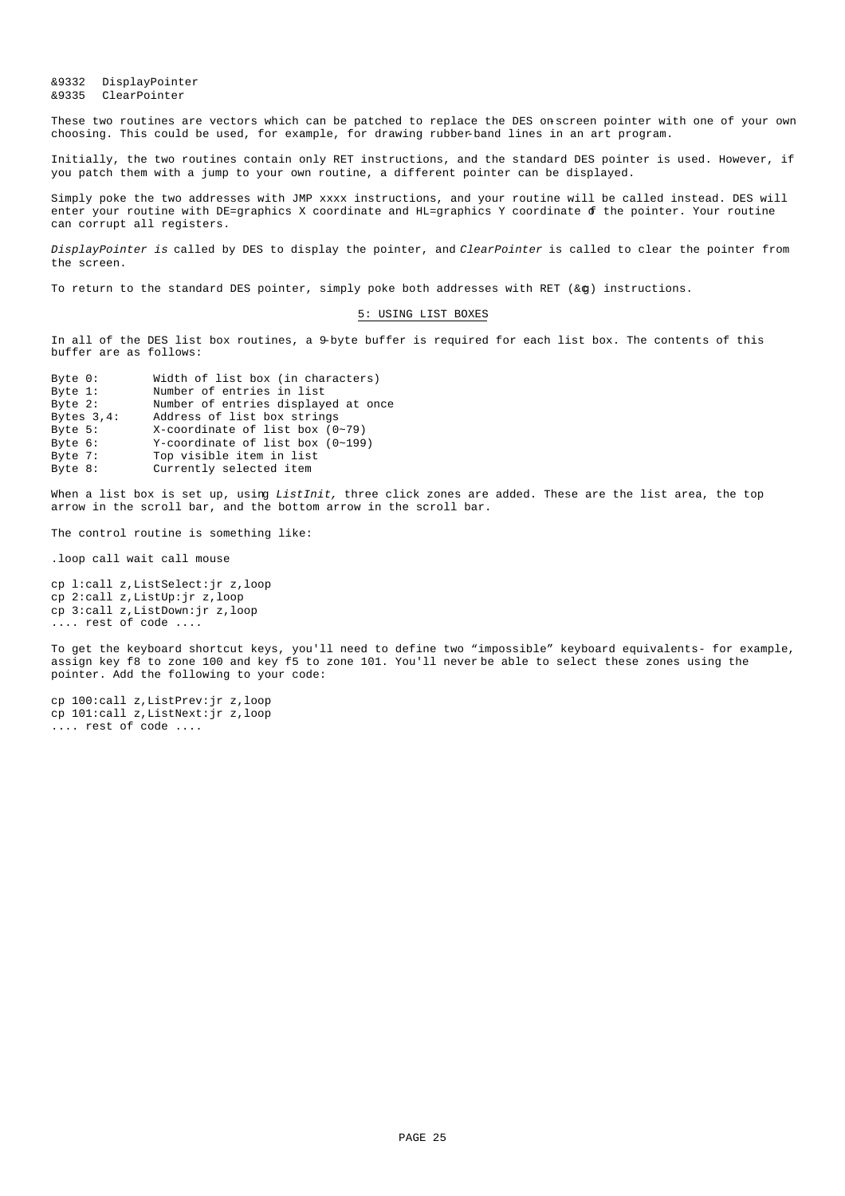&9332 DisplayPointer
&9335 ClearPointer

These two routines are vectors which can be patched to replace the DES on-screen pointer with one of your own choosing. This could be used, for example, for drawing rubber-band lines in an art program.

Initially, the two routines contain only RET instructions, and the standard DES pointer is used. However, if you patch them with a jump to your own routine, a different pointer can be displayed.

Simply poke the two addresses with JMP xxxx instructions, and your routine will be called instead. DES will enter your routine with DE=graphics X coordinate and HL=graphics Y coordinate of the pointer. Your routine can corrupt all registers.

*DisplayPointer is* called by DES to display the pointer, and *ClearPointer* is called to clear the pointer from the screen.

To return to the standard DES pointer, simply poke both addresses with RET (&c9) instructions.

## 5: USING LIST BOXES

In all of the DES list box routines, a 9-byte buffer is required for each list box. The contents of this buffer are as follows:

| | |
|---|---|
| Byte 0: | Width of list box (in characters) |
| Byte 1: | Number of entries in list |
| Byte 2: | Number of entries displayed at once |
| Bytes 3,4: | Address of list box strings |
| Byte 5: | X-coordinate of list box (0~79) |
| Byte 6: | Y-coordinate of list box (0~199) |
| Byte 7: | Top visible item in list |
| Byte 8: | Currently selected item |

When a list box is set up, using *ListInit,* three click zones are added. These are the list area, the top arrow in the scroll bar, and the bottom arrow in the scroll bar.

The control routine is something like:

```
.loop call wait call mouse

cp 1:call z,ListSelect:jr z,loop
cp 2:call z,ListUp:jr z,loop
cp 3:call z,ListDown:jr z,loop
.... rest of code ....
```

To get the keyboard shortcut keys, you'll need to define two "impossible" keyboard equivalents- for example, assign key f8 to zone 100 and key f5 to zone 101. You'll never be able to select these zones using the pointer. Add the following to your code:

```
cp 100:call z,ListPrev:jr z,loop
cp 101:call z,ListNext:jr z,loop
.... rest of code ....
```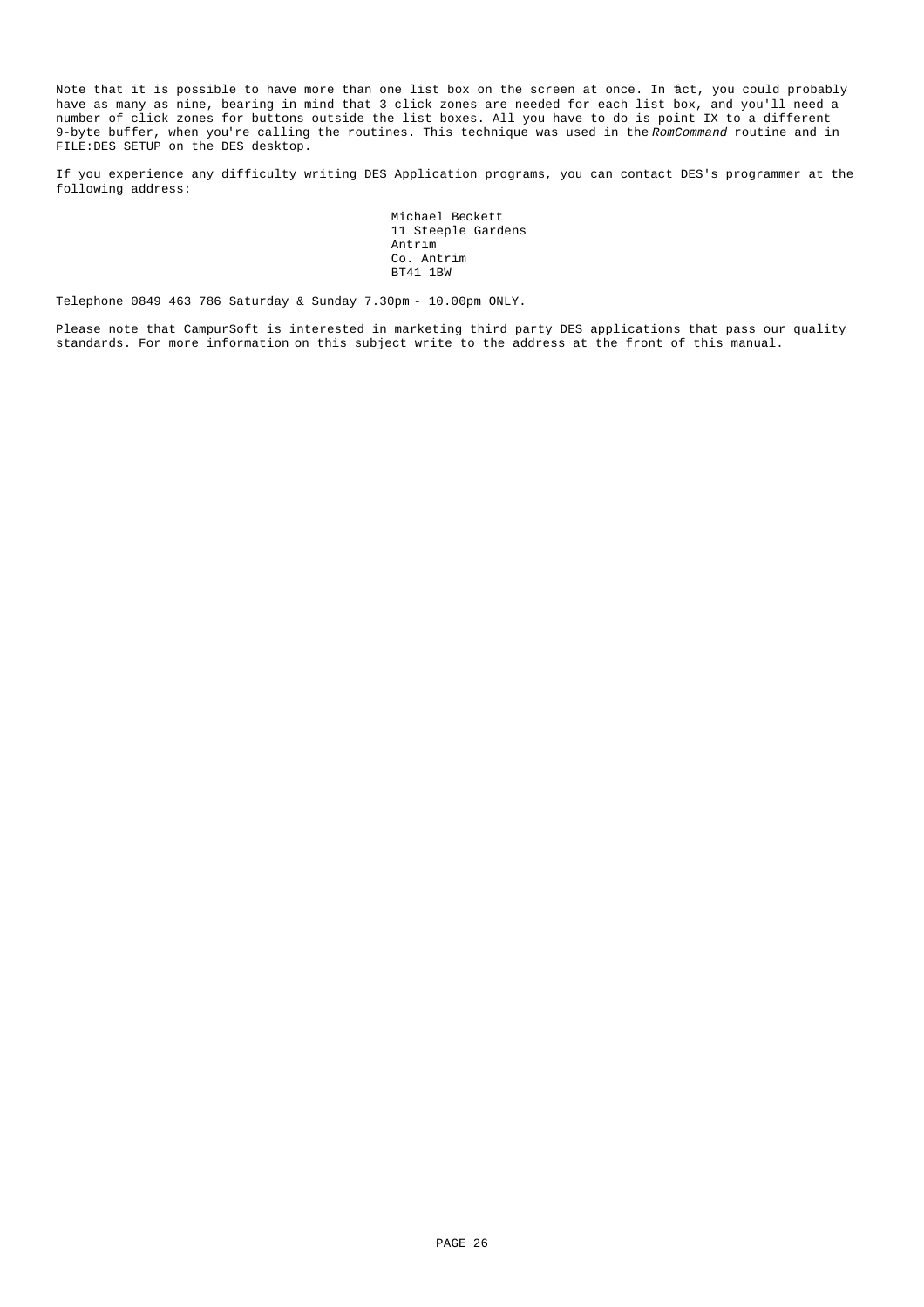Note that it is possible to have more than one list box on the screen at once. In fact, you could probably have as many as nine, bearing in mind that 3 click zones are needed for each list box, and you'll need a number of click zones for buttons outside the list boxes. All you have to do is point IX to a different 9-byte buffer, when you're calling the routines. This technique was used in the *RomCommand* routine and in FILE:DES SETUP on the DES desktop.

If you experience any difficulty writing DES Application programs, you can contact DES's programmer at the following address:

Michael Beckett  
11 Steeple Gardens  
Antrim  
Co. Antrim  
BT41 1BW

Telephone 0849 463 786 Saturday & Sunday 7.30pm - 10.00pm ONLY.

Please note that CampurSoft is interested in marketing third party DES applications that pass our quality standards. For more information on this subject write to the address at the front of this manual.